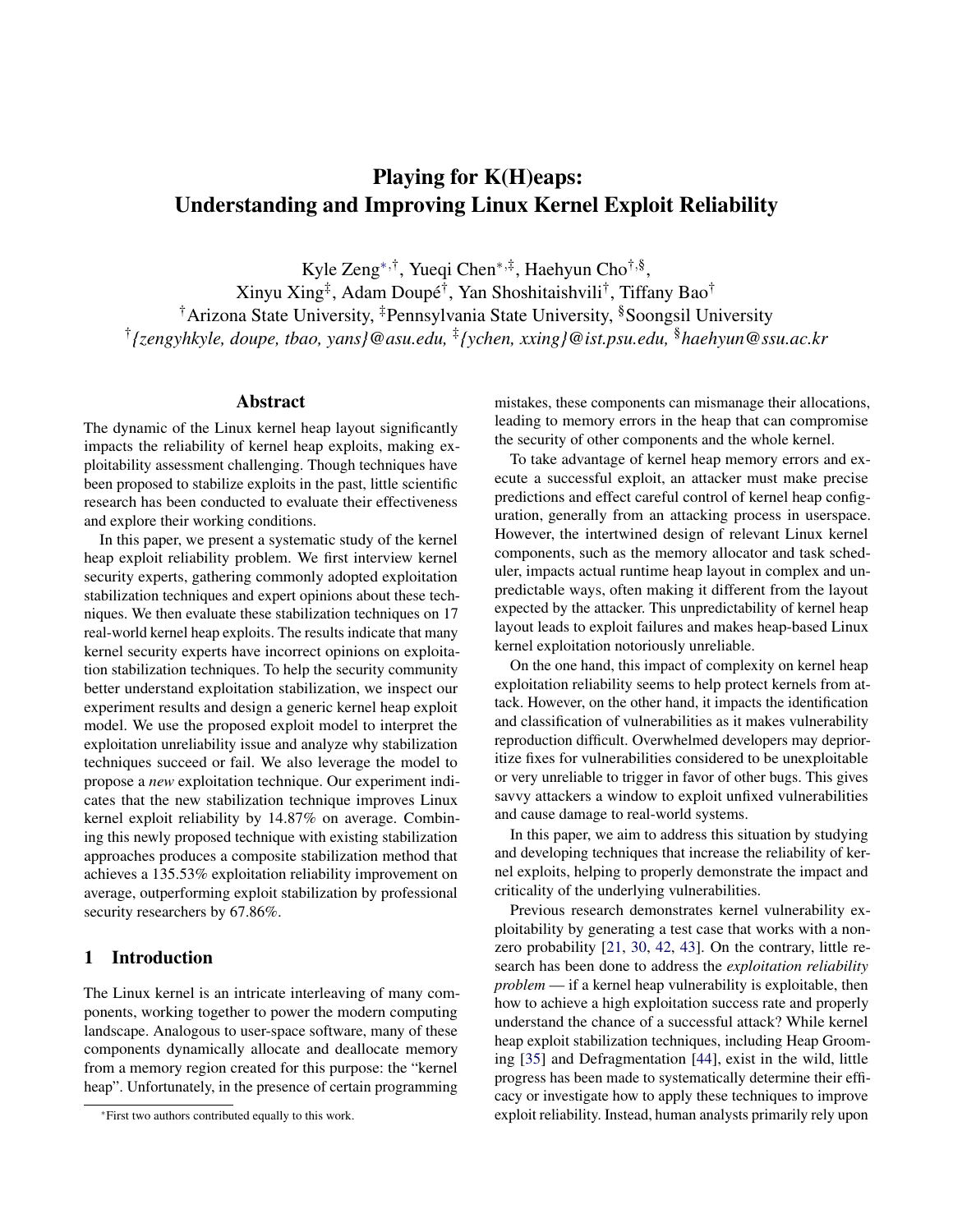# Playing for K(H)eaps: Understanding and Improving Linux Kernel Exploit Reliability

Kyle Zeng[*,†], Yueqi Chen[*,‡], Haehyun Cho[†,§],
Xinyu Xing[‡], Adam Doupé[†], Yan Shoshitaishvili[†], Tiffany Bao[†]
[†]Arizona State University, [‡]Pennsylvania State University, [§]Soongsil University
[†]*{zengyhkyle, doupe, tbao, yans}@asu.edu,* [‡]*{ychen, xxing}@ist.psu.edu,* [§]*haehyun@ssu.ac.kr*

## Abstract

The dynamic of the Linux kernel heap layout significantly impacts the reliability of kernel heap exploits, making exploitability assessment challenging. Though techniques have been proposed to stabilize exploits in the past, little scientific research has been conducted to evaluate their effectiveness and explore their working conditions.

In this paper, we present a systematic study of the kernel heap exploit reliability problem. We first interview kernel security experts, gathering commonly adopted exploitation stabilization techniques and expert opinions about these techniques. We then evaluate these stabilization techniques on 17 real-world kernel heap exploits. The results indicate that many kernel security experts have incorrect opinions on exploitation stabilization techniques. To help the security community better understand exploitation stabilization, we inspect our experiment results and design a generic kernel heap exploit model. We use the proposed exploit model to interpret the exploitation unreliability issue and analyze why stabilization techniques succeed or fail. We also leverage the model to propose a *new* exploitation technique. Our experiment indicates that the new stabilization technique improves Linux kernel exploit reliability by 14.87% on average. Combining this newly proposed technique with existing stabilization approaches produces a composite stabilization method that achieves a 135.53% exploitation reliability improvement on average, outperforming exploit stabilization by professional security researchers by 67.86%.

## 1 Introduction

The Linux kernel is an intricate interleaving of many components, working together to power the modern computing landscape. Analogous to user-space software, many of these components dynamically allocate and deallocate memory from a memory region created for this purpose: the "kernel heap". Unfortunately, in the presence of certain programming mistakes, these components can mismanage their allocations, leading to memory errors in the heap that can compromise the security of other components and the whole kernel.

To take advantage of kernel heap memory errors and execute a successful exploit, an attacker must make precise predictions and effect careful control of kernel heap configuration, generally from an attacking process in userspace. However, the intertwined design of relevant Linux kernel components, such as the memory allocator and task scheduler, impacts actual runtime heap layout in complex and unpredictable ways, often making it different from the layout expected by the attacker. This unpredictability of kernel heap layout leads to exploit failures and makes heap-based Linux kernel exploitation notoriously unreliable.

On the one hand, this impact of complexity on kernel heap exploitation reliability seems to help protect kernels from attack. However, on the other hand, it impacts the identification and classification of vulnerabilities as it makes vulnerability reproduction difficult. Overwhelmed developers may deprioritize fixes for vulnerabilities considered to be unexploitable or very unreliable to trigger in favor of other bugs. This gives savvy attackers a window to exploit unfixed vulnerabilities and cause damage to real-world systems.

In this paper, we aim to address this situation by studying and developing techniques that increase the reliability of kernel exploits, helping to properly demonstrate the impact and criticality of the underlying vulnerabilities.

Previous research demonstrates kernel vulnerability exploitability by generating a test case that works with a nonzero probability [21, 30, 42, 43]. On the contrary, little research has been done to address the *exploitation reliability problem* — if a kernel heap vulnerability is exploitable, then how to achieve a high exploitation success rate and properly understand the chance of a successful attack? While kernel heap exploit stabilization techniques, including Heap Grooming [35] and Defragmentation [44], exist in the wild, little progress has been made to systematically determine their efficacy or investigate how to apply these techniques to improve exploit reliability. Instead, human analysts primarily rely upon

[*]First two authors contributed equally to this work.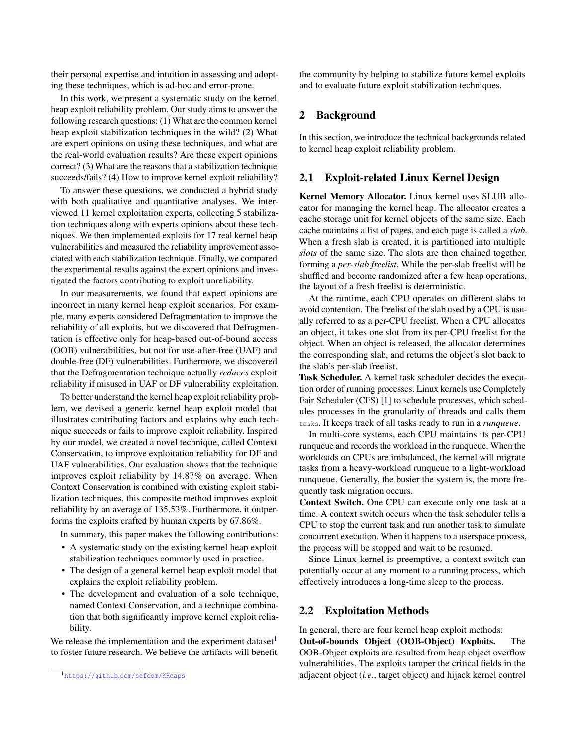their personal expertise and intuition in assessing and adopting these techniques, which is ad-hoc and error-prone.

In this work, we present a systematic study on the kernel heap exploit reliability problem. Our study aims to answer the following research questions: (1) What are the common kernel heap exploit stabilization techniques in the wild? (2) What are expert opinions on using these techniques, and what are the real-world evaluation results? Are these expert opinions correct? (3) What are the reasons that a stabilization technique succeeds/fails? (4) How to improve kernel exploit reliability?

To answer these questions, we conducted a hybrid study with both qualitative and quantitative analyses. We interviewed 11 kernel exploitation experts, collecting 5 stabilization techniques along with experts opinions about these techniques. We then implemented exploits for 17 real kernel heap vulnerabilities and measured the reliability improvement associated with each stabilization technique. Finally, we compared the experimental results against the expert opinions and investigated the factors contributing to exploit unreliability.

In our measurements, we found that expert opinions are incorrect in many kernel heap exploit scenarios. For example, many experts considered Defragmentation to improve the reliability of all exploits, but we discovered that Defragmentation is effective only for heap-based out-of-bound access (OOB) vulnerabilities, but not for use-after-free (UAF) and double-free (DF) vulnerabilities. Furthermore, we discovered that the Defragmentation technique actually *reduces* exploit reliability if misused in UAF or DF vulnerability exploitation.

To better understand the kernel heap exploit reliability problem, we devised a generic kernel heap exploit model that illustrates contributing factors and explains why each technique succeeds or fails to improve exploit reliability. Inspired by our model, we created a novel technique, called Context Conservation, to improve exploitation reliability for DF and UAF vulnerabilities. Our evaluation shows that the technique improves exploit reliability by 14.87% on average. When Context Conservation is combined with existing exploit stabilization techniques, this composite method improves exploit reliability by an average of 135.53%. Furthermore, it outperforms the exploits crafted by human experts by 67.86%.

In summary, this paper makes the following contributions:

- A systematic study on the existing kernel heap exploit stabilization techniques commonly used in practice.
- The design of a general kernel heap exploit model that explains the exploit reliability problem.
- The development and evaluation of a sole technique, named Context Conservation, and a technique combination that both significantly improve kernel exploit reliability.

We release the implementation and the experiment dataset[1] to foster future research. We believe the artifacts will benefit the community by helping to stabilize future kernel exploits and to evaluate future exploit stabilization techniques.

[1] https://github.com/sefcom/KHeaps

## 2 Background

In this section, we introduce the technical backgrounds related to kernel heap exploit reliability problem.

### 2.1 Exploit-related Linux Kernel Design

**Kernel Memory Allocator.** Linux kernel uses SLUB allocator for managing the kernel heap. The allocator creates a cache storage unit for kernel objects of the same size. Each cache maintains a list of pages, and each page is called a *slab*. When a fresh slab is created, it is partitioned into multiple *slots* of the same size. The slots are then chained together, forming a *per-slab freelist*. While the per-slab freelist will be shuffled and become randomized after a few heap operations, the layout of a fresh freelist is deterministic.

At the runtime, each CPU operates on different slabs to avoid contention. The freelist of the slab used by a CPU is usually referred to as a per-CPU freelist. When a CPU allocates an object, it takes one slot from its per-CPU freelist for the object. When an object is released, the allocator determines the corresponding slab, and returns the object's slot back to the slab's per-slab freelist.

**Task Scheduler.** A kernel task scheduler decides the execution order of running processes. Linux kernels use Completely Fair Scheduler (CFS) [1] to schedule processes, which schedules processes in the granularity of threads and calls them `tasks`. It keeps track of all tasks ready to run in a *runqueue*.

In multi-core systems, each CPU maintains its per-CPU runqueue and records the workload in the runqueue. When the workloads on CPUs are imbalanced, the kernel will migrate tasks from a heavy-workload runqueue to a light-workload runqueue. Generally, the busier the system is, the more frequently task migration occurs.

**Context Switch.** One CPU can execute only one task at a time. A context switch occurs when the task scheduler tells a CPU to stop the current task and run another task to simulate concurrent execution. When it happens to a userspace process, the process will be stopped and wait to be resumed.

Since Linux kernel is preemptive, a context switch can potentially occur at any moment to a running process, which effectively introduces a long-time sleep to the process.

### 2.2 Exploitation Methods

In general, there are four kernel heap exploit methods:

**Out-of-bounds Object (OOB-Object) Exploits.** The OOB-Object exploits are resulted from heap object overflow vulnerabilities. The exploits tamper the critical fields in the adjacent object (*i.e.*, target object) and hijack kernel control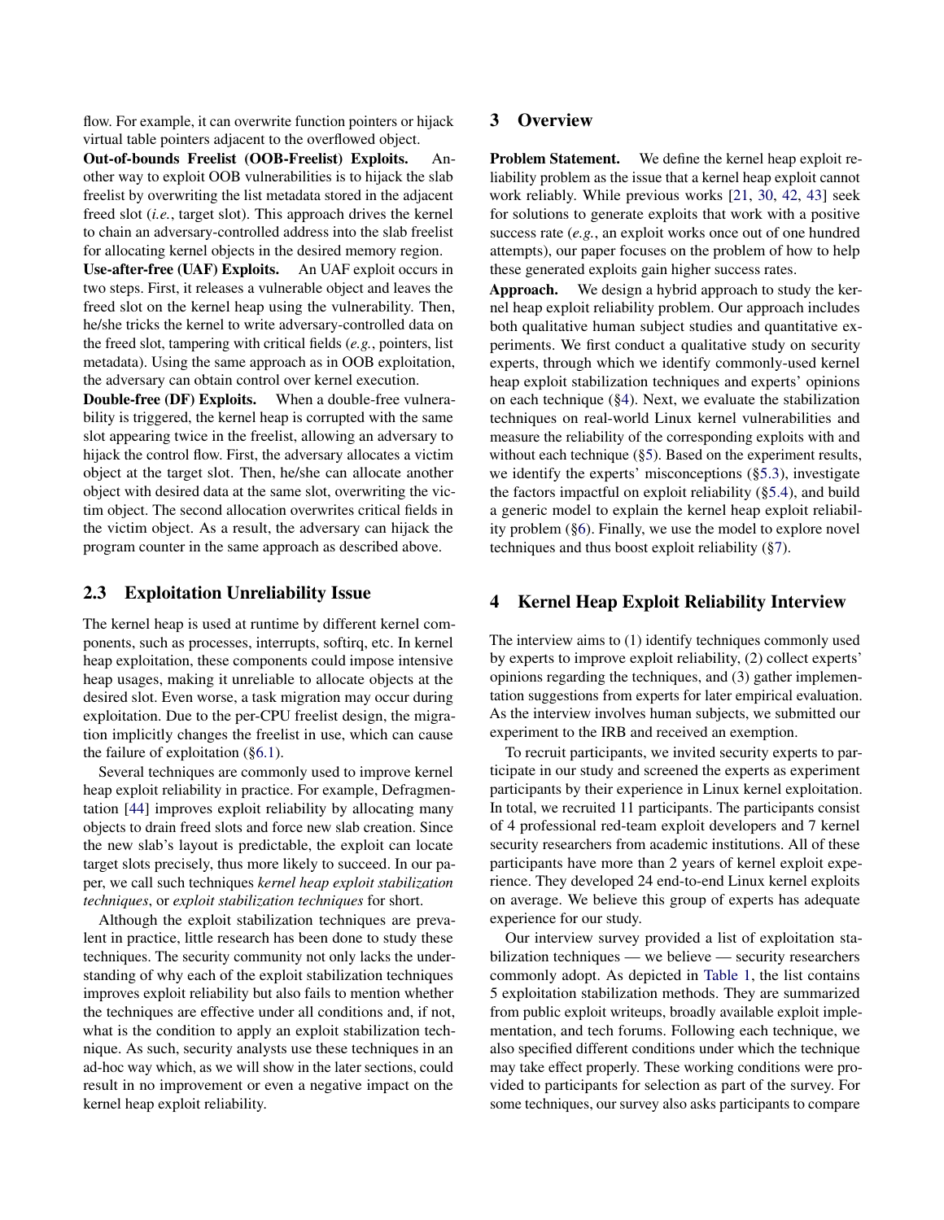flow. For example, it can overwrite function pointers or hijack virtual table pointers adjacent to the overflowed object.

**Out-of-bounds Freelist (OOB-Freelist) Exploits.** Another way to exploit OOB vulnerabilities is to hijack the slab freelist by overwriting the list metadata stored in the adjacent freed slot (*i.e.*, target slot). This approach drives the kernel to chain an adversary-controlled address into the slab freelist for allocating kernel objects in the desired memory region.

**Use-after-free (UAF) Exploits.** An UAF exploit occurs in two steps. First, it releases a vulnerable object and leaves the freed slot on the kernel heap using the vulnerability. Then, he/she tricks the kernel to write adversary-controlled data on the freed slot, tampering with critical fields (*e.g.*, pointers, list metadata). Using the same approach as in OOB exploitation, the adversary can obtain control over kernel execution.

**Double-free (DF) Exploits.** When a double-free vulnerability is triggered, the kernel heap is corrupted with the same slot appearing twice in the freelist, allowing an adversary to hijack the control flow. First, the adversary allocates a victim object at the target slot. Then, he/she can allocate another object with desired data at the same slot, overwriting the victim object. The second allocation overwrites critical fields in the victim object. As a result, the adversary can hijack the program counter in the same approach as described above.

## 2.3 Exploitation Unreliability Issue

The kernel heap is used at runtime by different kernel components, such as processes, interrupts, softirq, etc. In kernel heap exploitation, these components could impose intensive heap usages, making it unreliable to allocate objects at the desired slot. Even worse, a task migration may occur during exploitation. Due to the per-CPU freelist design, the migration implicitly changes the freelist in use, which can cause the failure of exploitation (§6.1).

Several techniques are commonly used to improve kernel heap exploit reliability in practice. For example, Defragmentation [44] improves exploit reliability by allocating many objects to drain freed slots and force new slab creation. Since the new slab's layout is predictable, the exploit can locate target slots precisely, thus more likely to succeed. In our paper, we call such techniques *kernel heap exploit stabilization techniques*, or *exploit stabilization techniques* for short.

Although the exploit stabilization techniques are prevalent in practice, little research has been done to study these techniques. The security community not only lacks the understanding of why each of the exploit stabilization techniques improves exploit reliability but also fails to mention whether the techniques are effective under all conditions and, if not, what is the condition to apply an exploit stabilization technique. As such, security analysts use these techniques in an ad-hoc way which, as we will show in the later sections, could result in no improvement or even a negative impact on the kernel heap exploit reliability.

# 3 Overview

**Problem Statement.** We define the kernel heap exploit reliability problem as the issue that a kernel heap exploit cannot work reliably. While previous works [21, 30, 42, 43] seek for solutions to generate exploits that work with a positive success rate (*e.g.*, an exploit works once out of one hundred attempts), our paper focuses on the problem of how to help these generated exploits gain higher success rates.

**Approach.** We design a hybrid approach to study the kernel heap exploit reliability problem. Our approach includes both qualitative human subject studies and quantitative experiments. We first conduct a qualitative study on security experts, through which we identify commonly-used kernel heap exploit stabilization techniques and experts' opinions on each technique (§4). Next, we evaluate the stabilization techniques on real-world Linux kernel vulnerabilities and measure the reliability of the corresponding exploits with and without each technique (§5). Based on the experiment results, we identify the experts' misconceptions (§5.3), investigate the factors impactful on exploit reliability (§5.4), and build a generic model to explain the kernel heap exploit reliability problem (§6). Finally, we use the model to explore novel techniques and thus boost exploit reliability (§7).

# 4 Kernel Heap Exploit Reliability Interview

The interview aims to (1) identify techniques commonly used by experts to improve exploit reliability, (2) collect experts' opinions regarding the techniques, and (3) gather implementation suggestions from experts for later empirical evaluation. As the interview involves human subjects, we submitted our experiment to the IRB and received an exemption.

To recruit participants, we invited security experts to participate in our study and screened the experts as experiment participants by their experience in Linux kernel exploitation. In total, we recruited 11 participants. The participants consist of 4 professional red-team exploit developers and 7 kernel security researchers from academic institutions. All of these participants have more than 2 years of kernel exploit experience. They developed 24 end-to-end Linux kernel exploits on average. We believe this group of experts has adequate experience for our study.

Our interview survey provided a list of exploitation stabilization techniques — we believe — security researchers commonly adopt. As depicted in Table 1, the list contains 5 exploitation stabilization methods. They are summarized from public exploit writeups, broadly available exploit implementation, and tech forums. Following each technique, we also specified different conditions under which the technique may take effect properly. These working conditions were provided to participants for selection as part of the survey. For some techniques, our survey also asks participants to compare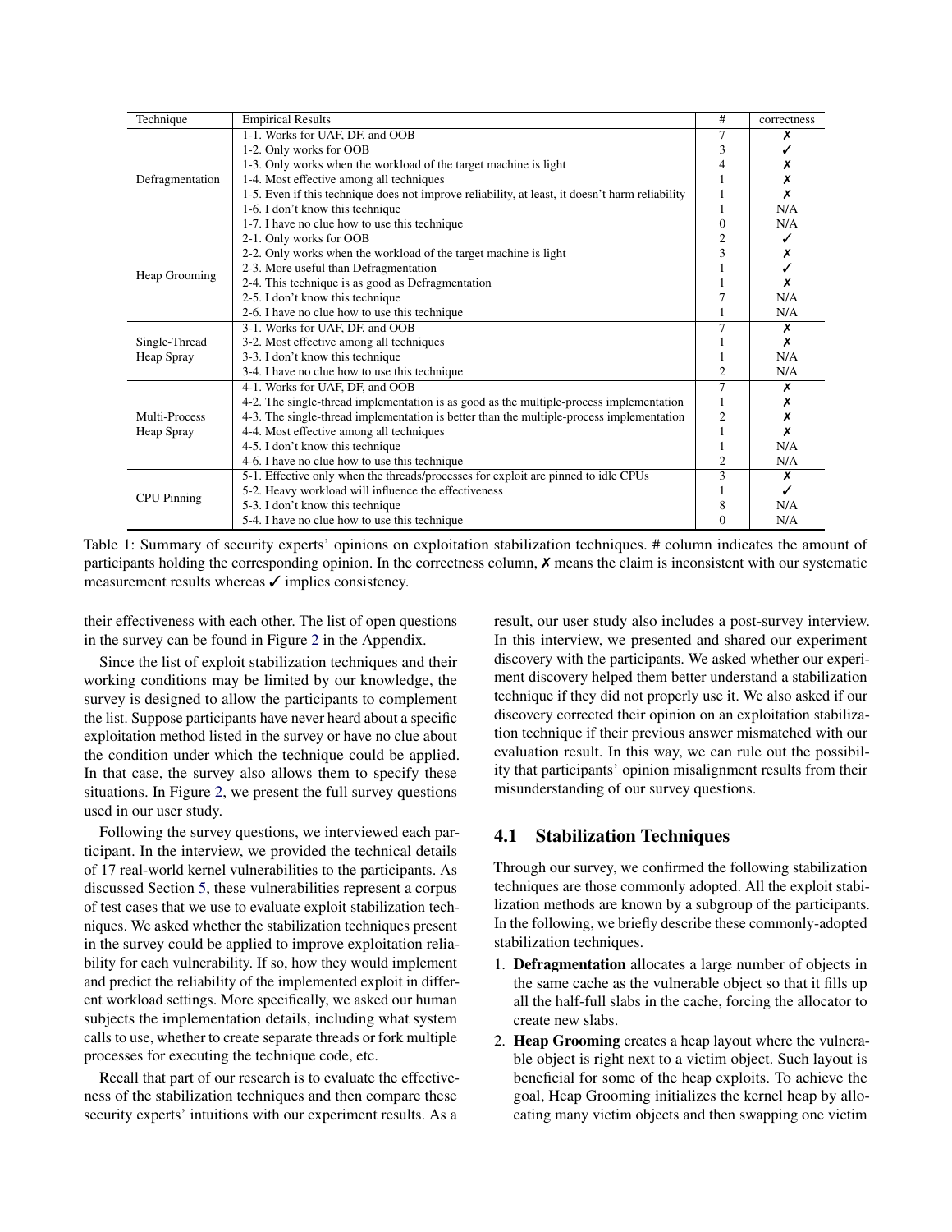| Technique | Empirical Results | # | correctness |
|---|---|---|---|
| Defragmentation | 1-1. Works for UAF, DF, and OOB | 7 | ✗ |
| | 1-2. Only works for OOB | 3 | ✓ |
| | 1-3. Only works when the workload of the target machine is light | 4 | ✗ |
| | 1-4. Most effective among all techniques | 1 | ✗ |
| | 1-5. Even if this technique does not improve reliability, at least, it doesn't harm reliability | 1 | ✗ |
| | 1-6. I don't know this technique | 1 | N/A |
| | 1-7. I have no clue how to use this technique | 0 | N/A |
| Heap Grooming | 2-1. Only works for OOB | 2 | ✓ |
| | 2-2. Only works when the workload of the target machine is light | 3 | ✗ |
| | 2-3. More useful than Defragmentation | 1 | ✓ |
| | 2-4. This technique is as good as Defragmentation | 1 | ✗ |
| | 2-5. I don't know this technique | 7 | N/A |
| | 2-6. I have no clue how to use this technique | 1 | N/A |
| Single-Thread Heap Spray | 3-1. Works for UAF, DF, and OOB | 7 | ✗ |
| | 3-2. Most effective among all techniques | 1 | ✗ |
| | 3-3. I don't know this technique | 1 | N/A |
| | 3-4. I have no clue how to use this technique | 2 | N/A |
| Multi-Process Heap Spray | 4-1. Works for UAF, DF, and OOB | 7 | ✗ |
| | 4-2. The single-thread implementation is as good as the multiple-process implementation | 1 | ✗ |
| | 4-3. The single-thread implementation is better than the multiple-process implementation | 2 | ✗ |
| | 4-4. Most effective among all techniques | 1 | ✗ |
| | 4-5. I don't know this technique | 1 | N/A |
| | 4-6. I have no clue how to use this technique | 2 | N/A |
| CPU Pinning | 5-1. Effective only when the threads/processes for exploit are pinned to idle CPUs | 3 | ✗ |
| | 5-2. Heavy workload will influence the effectiveness | 1 | ✓ |
| | 5-3. I don't know this technique | 8 | N/A |
| | 5-4. I have no clue how to use this technique | 0 | N/A |

Table 1: Summary of security experts' opinions on exploitation stabilization techniques. # column indicates the amount of participants holding the corresponding opinion. In the correctness column, ✗ means the claim is inconsistent with our systematic measurement results whereas ✓ implies consistency.

their effectiveness with each other. The list of open questions in the survey can be found in Figure 2 in the Appendix.

Since the list of exploit stabilization techniques and their working conditions may be limited by our knowledge, the survey is designed to allow the participants to complement the list. Suppose participants have never heard about a specific exploitation method listed in the survey or have no clue about the condition under which the technique could be applied. In that case, the survey also allows them to specify these situations. In Figure 2, we present the full survey questions used in our user study.

Following the survey questions, we interviewed each participant. In the interview, we provided the technical details of 17 real-world kernel vulnerabilities to the participants. As discussed Section 5, these vulnerabilities represent a corpus of test cases that we use to evaluate exploit stabilization techniques. We asked whether the stabilization techniques present in the survey could be applied to improve exploitation reliability for each vulnerability. If so, how they would implement and predict the reliability of the implemented exploit in different workload settings. More specifically, we asked our human subjects the implementation details, including what system calls to use, whether to create separate threads or fork multiple processes for executing the technique code, etc.

Recall that part of our research is to evaluate the effectiveness of the stabilization techniques and then compare these security experts' intuitions with our experiment results. As a result, our user study also includes a post-survey interview. In this interview, we presented and shared our experiment discovery with the participants. We asked whether our experiment discovery helped them better understand a stabilization technique if they did not properly use it. We also asked if our discovery corrected their opinion on an exploitation stabilization technique if their previous answer mismatched with our evaluation result. In this way, we can rule out the possibility that participants' opinion misalignment results from their misunderstanding of our survey questions.

### 4.1 Stabilization Techniques

Through our survey, we confirmed the following stabilization techniques are those commonly adopted. All the exploit stabilization methods are known by a subgroup of the participants. In the following, we briefly describe these commonly-adopted stabilization techniques.

1. **Defragmentation** allocates a large number of objects in the same cache as the vulnerable object so that it fills up all the half-full slabs in the cache, forcing the allocator to create new slabs.
2. **Heap Grooming** creates a heap layout where the vulnerable object is right next to a victim object. Such layout is beneficial for some of the heap exploits. To achieve the goal, Heap Grooming initializes the kernel heap by allocating many victim objects and then swapping one victim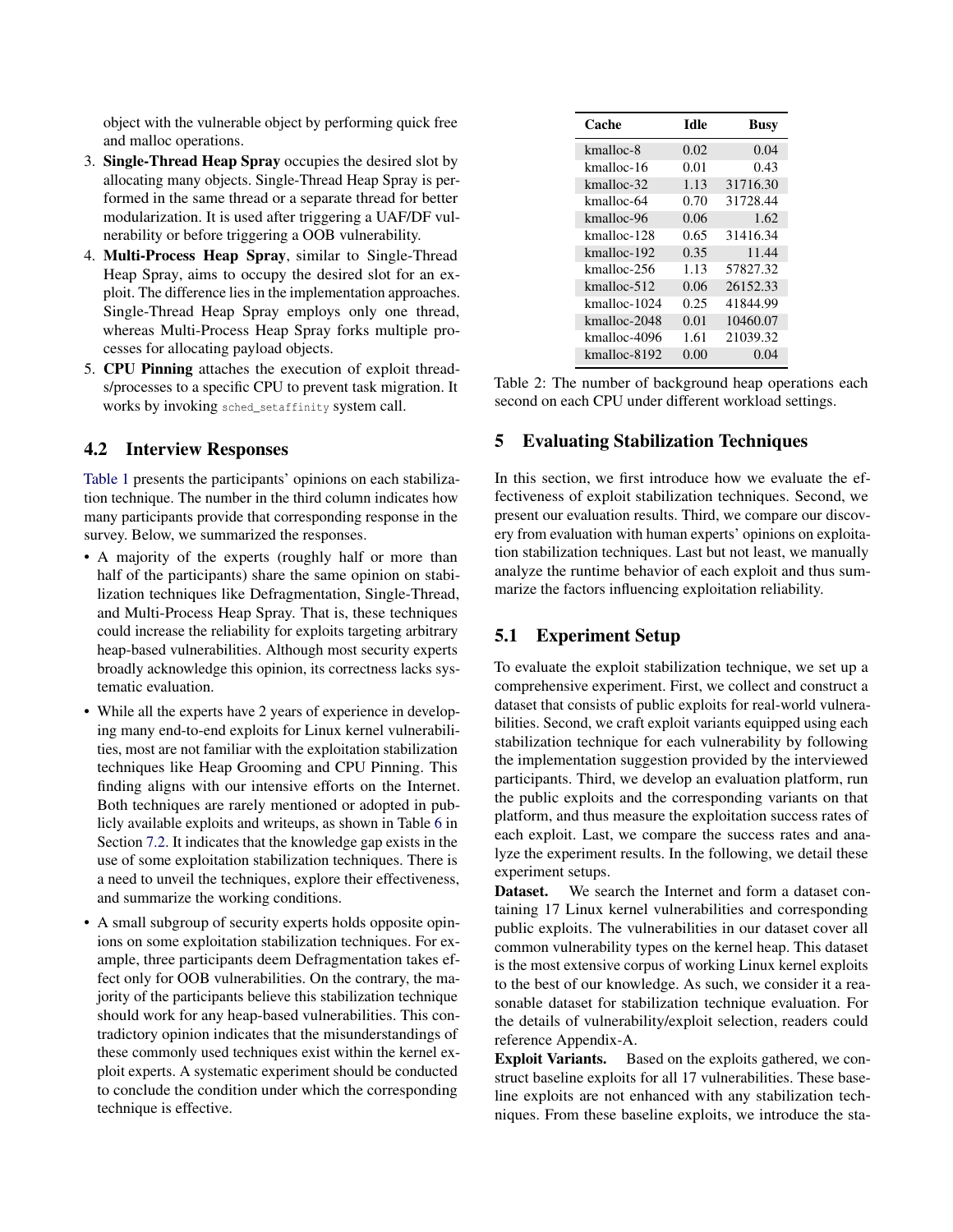object with the vulnerable object by performing quick free and malloc operations.

3. **Single-Thread Heap Spray** occupies the desired slot by allocating many objects. Single-Thread Heap Spray is performed in the same thread or a separate thread for better modularization. It is used after triggering a UAF/DF vulnerability or before triggering a OOB vulnerability.
4. **Multi-Process Heap Spray**, similar to Single-Thread Heap Spray, aims to occupy the desired slot for an exploit. The difference lies in the implementation approaches. Single-Thread Heap Spray employs only one thread, whereas Multi-Process Heap Spray forks multiple processes for allocating payload objects.
5. **CPU Pinning** attaches the execution of exploit threads/processes to a specific CPU to prevent task migration. It works by invoking `sched_setaffinity` system call.

## 4.2 Interview Responses

Table 1 presents the participants' opinions on each stabilization technique. The number in the third column indicates how many participants provide that corresponding response in the survey. Below, we summarized the responses.

- A majority of the experts (roughly half or more than half of the participants) share the same opinion on stabilization techniques like Defragmentation, Single-Thread, and Multi-Process Heap Spray. That is, these techniques could increase the reliability for exploits targeting arbitrary heap-based vulnerabilities. Although most security experts broadly acknowledge this opinion, its correctness lacks systematic evaluation.
- While all the experts have 2 years of experience in developing many end-to-end exploits for Linux kernel vulnerabilities, most are not familiar with the exploitation stabilization techniques like Heap Grooming and CPU Pinning. This finding aligns with our intensive efforts on the Internet. Both techniques are rarely mentioned or adopted in publicly available exploits and writeups, as shown in Table 6 in Section 7.2. It indicates that the knowledge gap exists in the use of some exploitation stabilization techniques. There is a need to unveil the techniques, explore their effectiveness, and summarize the working conditions.
- A small subgroup of security experts holds opposite opinions on some exploitation stabilization techniques. For example, three participants deem Defragmentation takes effect only for OOB vulnerabilities. On the contrary, the majority of the participants believe this stabilization technique should work for any heap-based vulnerabilities. This contradictory opinion indicates that the misunderstandings of these commonly used techniques exist within the kernel exploit experts. A systematic experiment should be conducted to conclude the condition under which the corresponding technique is effective.

| Cache | Idle | Busy |
|---|---|---|
| kmalloc-8 | 0.02 | 0.04 |
| kmalloc-16 | 0.01 | 0.43 |
| kmalloc-32 | 1.13 | 31716.30 |
| kmalloc-64 | 0.70 | 31728.44 |
| kmalloc-96 | 0.06 | 1.62 |
| kmalloc-128 | 0.65 | 31416.34 |
| kmalloc-192 | 0.35 | 11.44 |
| kmalloc-256 | 1.13 | 57827.32 |
| kmalloc-512 | 0.06 | 26152.33 |
| kmalloc-1024 | 0.25 | 41844.99 |
| kmalloc-2048 | 0.01 | 10460.07 |
| kmalloc-4096 | 1.61 | 21039.32 |
| kmalloc-8192 | 0.00 | 0.04 |

Table 2: The number of background heap operations each second on each CPU under different workload settings.

# 5 Evaluating Stabilization Techniques

In this section, we first introduce how we evaluate the effectiveness of exploit stabilization techniques. Second, we present our evaluation results. Third, we compare our discovery from evaluation with human experts' opinions on exploitation stabilization techniques. Last but not least, we manually analyze the runtime behavior of each exploit and thus summarize the factors influencing exploitation reliability.

## 5.1 Experiment Setup

To evaluate the exploit stabilization technique, we set up a comprehensive experiment. First, we collect and construct a dataset that consists of public exploits for real-world vulnerabilities. Second, we craft exploit variants equipped using each stabilization technique for each vulnerability by following the implementation suggestion provided by the interviewed participants. Third, we develop an evaluation platform, run the public exploits and the corresponding variants on that platform, and thus measure the exploitation success rates of each exploit. Last, we compare the success rates and analyze the experiment results. In the following, we detail these experiment setups.

**Dataset.** We search the Internet and form a dataset containing 17 Linux kernel vulnerabilities and corresponding public exploits. The vulnerabilities in our dataset cover all common vulnerability types on the kernel heap. This dataset is the most extensive corpus of working Linux kernel exploits to the best of our knowledge. As such, we consider it a reasonable dataset for stabilization technique evaluation. For the details of vulnerability/exploit selection, readers could reference Appendix-A.

**Exploit Variants.** Based on the exploits gathered, we construct baseline exploits for all 17 vulnerabilities. These baseline exploits are not enhanced with any stabilization techniques. From these baseline exploits, we introduce the sta-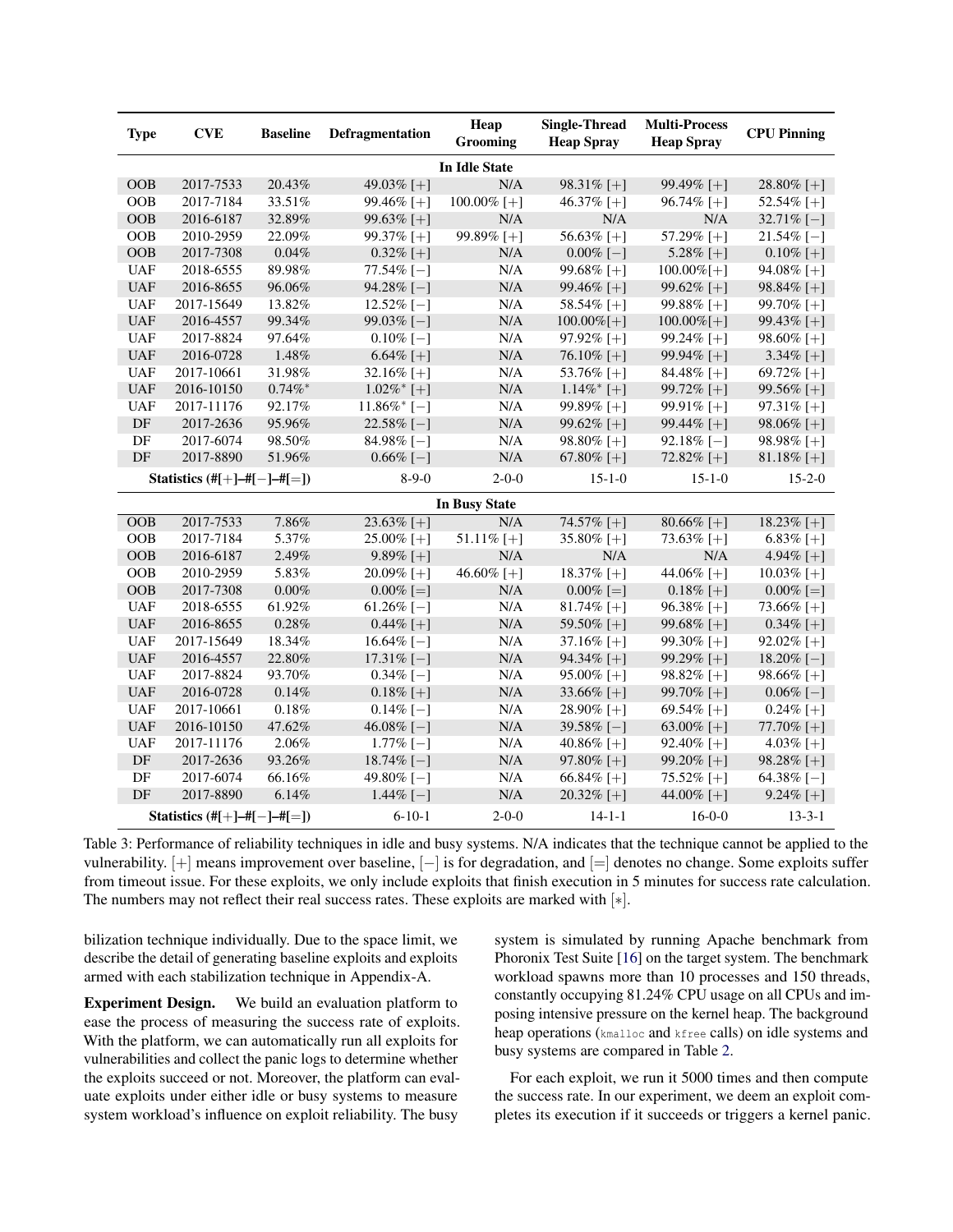| Type | CVE | Baseline | Defragmentation | Heap Grooming | Single-Thread Heap Spray | Multi-Process Heap Spray | CPU Pinning |
|---|---|---|---|---|---|---|---|
| **In Idle State** | | | | | | | |
| OOB | 2017-7533 | 20.43% | 49.03% [+] | N/A | 98.31% [+] | 99.49% [+] | 28.80% [+] |
| OOB | 2017-7184 | 33.51% | 99.46% [+] | 100.00% [+] | 46.37% [+] | 96.74% [+] | 52.54% [+] |
| OOB | 2016-6187 | 32.89% | 99.63% [+] | N/A | N/A | N/A | 32.71% [−] |
| OOB | 2010-2959 | 22.09% | 99.37% [+] | 99.89% [+] | 56.63% [+] | 57.29% [+] | 21.54% [−] |
| OOB | 2017-7308 | 0.04% | 0.32% [+] | N/A | 0.00% [−] | 5.28% [+] | 0.10% [+] |
| UAF | 2018-6555 | 89.98% | 77.54% [−] | N/A | 99.68% [+] | 100.00%[+] | 94.08% [+] |
| UAF | 2016-8655 | 96.06% | 94.28% [−] | N/A | 99.46% [+] | 99.62% [+] | 98.84% [+] |
| UAF | 2017-15649 | 13.82% | 12.52% [−] | N/A | 58.54% [+] | 99.88% [+] | 99.70% [+] |
| UAF | 2016-4557 | 99.34% | 99.03% [−] | N/A | 100.00%[+] | 100.00%[+] | 99.43% [+] |
| UAF | 2017-8824 | 97.64% | 0.10% [−] | N/A | 97.92% [+] | 99.24% [+] | 98.60% [+] |
| UAF | 2016-0728 | 1.48% | 6.64% [+] | N/A | 76.10% [+] | 99.94% [+] | 3.34% [+] |
| UAF | 2017-10661 | 31.98% | 32.16% [+] | N/A | 53.76% [+] | 84.48% [+] | 69.72% [+] |
| UAF | 2016-10150 | 0.74%* | 1.02%* [+] | N/A | 1.14%* [+] | 99.72% [+] | 99.56% [+] |
| UAF | 2017-11176 | 92.17% | 11.86%* [−] | N/A | 99.89% [+] | 99.91% [+] | 97.31% [+] |
| DF | 2017-2636 | 95.96% | 22.58% [−] | N/A | 99.62% [+] | 99.44% [+] | 98.06% [+] |
| DF | 2017-6074 | 98.50% | 84.98% [−] | N/A | 98.80% [+] | 92.18% [−] | 98.98% [+] |
| DF | 2017-8890 | 51.96% | 0.66% [−] | N/A | 67.80% [+] | 72.82% [+] | 81.18% [+] |
| **Statistics (#[+]–#[−]–#[=])** | | | 8-9-0 | 2-0-0 | 15-1-0 | 15-1-0 | 15-2-0 |
| **In Busy State** | | | | | | | |
| OOB | 2017-7533 | 7.86% | 23.63% [+] | N/A | 74.57% [+] | 80.66% [+] | 18.23% [+] |
| OOB | 2017-7184 | 5.37% | 25.00% [+] | 51.11% [+] | 35.80% [+] | 73.63% [+] | 6.83% [+] |
| OOB | 2016-6187 | 2.49% | 9.89% [+] | N/A | N/A | N/A | 4.94% [+] |
| OOB | 2010-2959 | 5.83% | 20.09% [+] | 46.60% [+] | 18.37% [+] | 44.06% [+] | 10.03% [+] |
| OOB | 2017-7308 | 0.00% | 0.00% [=] | N/A | 0.00% [=] | 0.18% [+] | 0.00% [=] |
| UAF | 2018-6555 | 61.92% | 61.26% [−] | N/A | 81.74% [+] | 96.38% [+] | 73.66% [+] |
| UAF | 2016-8655 | 0.28% | 0.44% [+] | N/A | 59.50% [+] | 99.68% [+] | 0.34% [+] |
| UAF | 2017-15649 | 18.34% | 16.64% [−] | N/A | 37.16% [+] | 99.30% [+] | 92.02% [+] |
| UAF | 2016-4557 | 22.80% | 17.31% [−] | N/A | 94.34% [+] | 99.29% [+] | 18.20% [−] |
| UAF | 2017-8824 | 93.70% | 0.34% [−] | N/A | 95.00% [+] | 98.82% [+] | 98.66% [+] |
| UAF | 2016-0728 | 0.14% | 0.18% [+] | N/A | 33.66% [+] | 99.70% [+] | 0.06% [−] |
| UAF | 2017-10661 | 0.18% | 0.14% [−] | N/A | 28.90% [+] | 69.54% [+] | 0.24% [+] |
| UAF | 2016-10150 | 47.62% | 46.08% [−] | N/A | 39.58% [−] | 63.00% [+] | 77.70% [+] |
| UAF | 2017-11176 | 2.06% | 1.77% [−] | N/A | 40.86% [+] | 92.40% [+] | 4.03% [+] |
| DF | 2017-2636 | 93.26% | 18.74% [−] | N/A | 97.80% [+] | 99.20% [+] | 98.28% [+] |
| DF | 2017-6074 | 66.16% | 49.80% [−] | N/A | 66.84% [+] | 75.52% [+] | 64.38% [−] |
| DF | 2017-8890 | 6.14% | 1.44% [−] | N/A | 20.32% [+] | 44.00% [+] | 9.24% [+] |
| **Statistics (#[+]–#[−]–#[=])** | | | 6-10-1 | 2-0-0 | 14-1-1 | 16-0-0 | 13-3-1 |

Table 3: Performance of reliability techniques in idle and busy systems. N/A indicates that the technique cannot be applied to the vulnerability. [+] means improvement over baseline, [−] is for degradation, and [=] denotes no change. Some exploits suffer from timeout issue. For these exploits, we only include exploits that finish execution in 5 minutes for success rate calculation. The numbers may not reflect their real success rates. These exploits are marked with [*].

bilization technique individually. Due to the space limit, we describe the detail of generating baseline exploits and exploits armed with each stabilization technique in Appendix-A.

**Experiment Design.** We build an evaluation platform to ease the process of measuring the success rate of exploits. With the platform, we can automatically run all exploits for vulnerabilities and collect the panic logs to determine whether the exploits succeed or not. Moreover, the platform can evaluate exploits under either idle or busy systems to measure system workload's influence on exploit reliability. The busy system is simulated by running Apache benchmark from Phoronix Test Suite [16] on the target system. The benchmark workload spawns more than 10 processes and 150 threads, constantly occupying 81.24% CPU usage on all CPUs and imposing intensive pressure on the kernel heap. The background heap operations (`kmalloc` and `kfree` calls) on idle systems and busy systems are compared in Table 2.

For each exploit, we run it 5000 times and then compute the success rate. In our experiment, we deem an exploit completes its execution if it succeeds or triggers a kernel panic.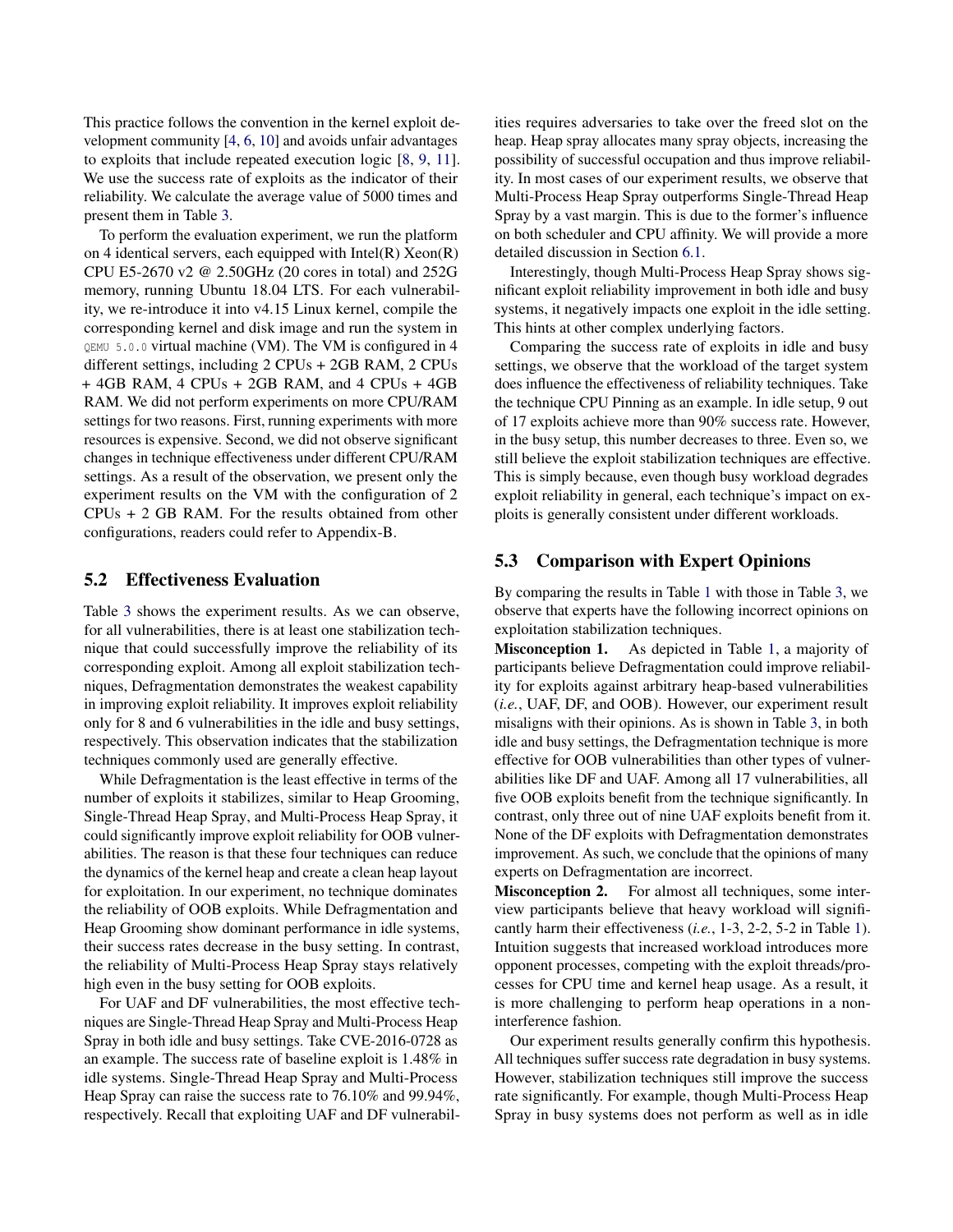This practice follows the convention in the kernel exploit development community [4, 6, 10] and avoids unfair advantages to exploits that include repeated execution logic [8, 9, 11]. We use the success rate of exploits as the indicator of their reliability. We calculate the average value of 5000 times and present them in Table 3.

To perform the evaluation experiment, we run the platform on 4 identical servers, each equipped with Intel(R) Xeon(R) CPU E5-2670 v2 @ 2.50GHz (20 cores in total) and 252G memory, running Ubuntu 18.04 LTS. For each vulnerability, we re-introduce it into v4.15 Linux kernel, compile the corresponding kernel and disk image and run the system in `QEMU 5.0.0` virtual machine (VM). The VM is configured in 4 different settings, including 2 CPUs + 2GB RAM, 2 CPUs + 4GB RAM, 4 CPUs + 2GB RAM, and 4 CPUs + 4GB RAM. We did not perform experiments on more CPU/RAM settings for two reasons. First, running experiments with more resources is expensive. Second, we did not observe significant changes in technique effectiveness under different CPU/RAM settings. As a result of the observation, we present only the experiment results on the VM with the configuration of 2 CPUs + 2 GB RAM. For the results obtained from other configurations, readers could refer to Appendix-B.

## 5.2 Effectiveness Evaluation

Table 3 shows the experiment results. As we can observe, for all vulnerabilities, there is at least one stabilization technique that could successfully improve the reliability of its corresponding exploit. Among all exploit stabilization techniques, Defragmentation demonstrates the weakest capability in improving exploit reliability. It improves exploit reliability only for 8 and 6 vulnerabilities in the idle and busy settings, respectively. This observation indicates that the stabilization techniques commonly used are generally effective.

While Defragmentation is the least effective in terms of the number of exploits it stabilizes, similar to Heap Grooming, Single-Thread Heap Spray, and Multi-Process Heap Spray, it could significantly improve exploit reliability for OOB vulnerabilities. The reason is that these four techniques can reduce the dynamics of the kernel heap and create a clean heap layout for exploitation. In our experiment, no technique dominates the reliability of OOB exploits. While Defragmentation and Heap Grooming show dominant performance in idle systems, their success rates decrease in the busy setting. In contrast, the reliability of Multi-Process Heap Spray stays relatively high even in the busy setting for OOB exploits.

For UAF and DF vulnerabilities, the most effective techniques are Single-Thread Heap Spray and Multi-Process Heap Spray in both idle and busy settings. Take CVE-2016-0728 as an example. The success rate of baseline exploit is 1.48% in idle systems. Single-Thread Heap Spray and Multi-Process Heap Spray can raise the success rate to 76.10% and 99.94%, respectively. Recall that exploiting UAF and DF vulnerabilities requires adversaries to take over the freed slot on the heap. Heap spray allocates many spray objects, increasing the possibility of successful occupation and thus improve reliability. In most cases of our experiment results, we observe that Multi-Process Heap Spray outperforms Single-Thread Heap Spray by a vast margin. This is due to the former's influence on both scheduler and CPU affinity. We will provide a more detailed discussion in Section 6.1.

Interestingly, though Multi-Process Heap Spray shows significant exploit reliability improvement in both idle and busy systems, it negatively impacts one exploit in the idle setting. This hints at other complex underlying factors.

Comparing the success rate of exploits in idle and busy settings, we observe that the workload of the target system does influence the effectiveness of reliability techniques. Take the technique CPU Pinning as an example. In idle setup, 9 out of 17 exploits achieve more than 90% success rate. However, in the busy setup, this number decreases to three. Even so, we still believe the exploit stabilization techniques are effective. This is simply because, even though busy workload degrades exploit reliability in general, each technique's impact on exploits is generally consistent under different workloads.

## 5.3 Comparison with Expert Opinions

By comparing the results in Table 1 with those in Table 3, we observe that experts have the following incorrect opinions on exploitation stabilization techniques.

**Misconception 1.** As depicted in Table 1, a majority of participants believe Defragmentation could improve reliability for exploits against arbitrary heap-based vulnerabilities (*i.e.*, UAF, DF, and OOB). However, our experiment result misaligns with their opinions. As is shown in Table 3, in both idle and busy settings, the Defragmentation technique is more effective for OOB vulnerabilities than other types of vulnerabilities like DF and UAF. Among all 17 vulnerabilities, all five OOB exploits benefit from the technique significantly. In contrast, only three out of nine UAF exploits benefit from it. None of the DF exploits with Defragmentation demonstrates improvement. As such, we conclude that the opinions of many experts on Defragmentation are incorrect.

**Misconception 2.** For almost all techniques, some interview participants believe that heavy workload will significantly harm their effectiveness (*i.e.*, 1-3, 2-2, 5-2 in Table 1). Intuition suggests that increased workload introduces more opponent processes, competing with the exploit threads/processes for CPU time and kernel heap usage. As a result, it is more challenging to perform heap operations in a non-interference fashion.

Our experiment results generally confirm this hypothesis. All techniques suffer success rate degradation in busy systems. However, stabilization techniques still improve the success rate significantly. For example, though Multi-Process Heap Spray in busy systems does not perform as well as in idle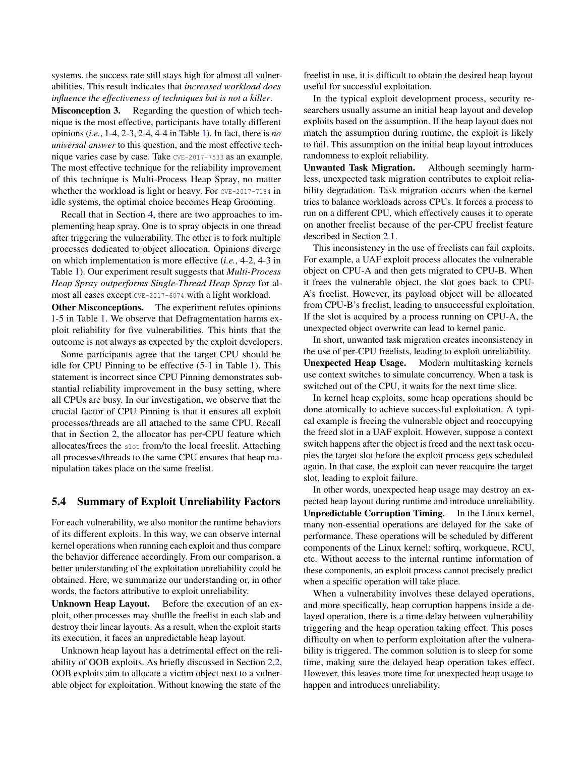systems, the success rate still stays high for almost all vulnerabilities. This result indicates that *increased workload does influence the effectiveness of techniques but is not a killer*.

**Misconception 3.** Regarding the question of which technique is the most effective, participants have totally different opinions (*i.e.*, 1-4, 2-3, 2-4, 4-4 in Table 1). In fact, there is *no universal answer* to this question, and the most effective technique varies case by case. Take `CVE-2017-7533` as an example. The most effective technique for the reliability improvement of this technique is Multi-Process Heap Spray, no matter whether the workload is light or heavy. For `CVE-2017-7184` in idle systems, the optimal choice becomes Heap Grooming.

Recall that in Section 4, there are two approaches to implementing heap spray. One is to spray objects in one thread after triggering the vulnerability. The other is to fork multiple processes dedicated to object allocation. Opinions diverge on which implementation is more effective (*i.e.*, 4-2, 4-3 in Table 1). Our experiment result suggests that *Multi-Process Heap Spray outperforms Single-Thread Heap Spray* for almost all cases except `CVE-2017-6074` with a light workload.

**Other Misconceptions.** The experiment refutes opinions 1-5 in Table 1. We observe that Defragmentation harms exploit reliability for five vulnerabilities. This hints that the outcome is not always as expected by the exploit developers.

Some participants agree that the target CPU should be idle for CPU Pinning to be effective (5-1 in Table 1). This statement is incorrect since CPU Pinning demonstrates substantial reliability improvement in the busy setting, where all CPUs are busy. In our investigation, we observe that the crucial factor of CPU Pinning is that it ensures all exploit processes/threads are all attached to the same CPU. Recall that in Section 2, the allocator has per-CPU feature which allocates/frees the `slot` from/to the local freeslit. Attaching all processes/threads to the same CPU ensures that heap manipulation takes place on the same freelist.

## 5.4 Summary of Exploit Unreliability Factors

For each vulnerability, we also monitor the runtime behaviors of its different exploits. In this way, we can observe internal kernel operations when running each exploit and thus compare the behavior difference accordingly. From our comparison, a better understanding of the exploitation unreliability could be obtained. Here, we summarize our understanding or, in other words, the factors attributive to exploit unreliability.

**Unknown Heap Layout.** Before the execution of an exploit, other processes may shuffle the freelist in each slab and destroy their linear layouts. As a result, when the exploit starts its execution, it faces an unpredictable heap layout.

Unknown heap layout has a detrimental effect on the reliability of OOB exploits. As briefly discussed in Section 2.2, OOB exploits aim to allocate a victim object next to a vulnerable object for exploitation. Without knowing the state of the freelist in use, it is difficult to obtain the desired heap layout useful for successful exploitation.

In the typical exploit development process, security researchers usually assume an initial heap layout and develop exploits based on the assumption. If the heap layout does not match the assumption during runtime, the exploit is likely to fail. This assumption on the initial heap layout introduces randomness to exploit reliability.

**Unwanted Task Migration.** Although seemingly harmless, unexpected task migration contributes to exploit reliability degradation. Task migration occurs when the kernel tries to balance workloads across CPUs. It forces a process to run on a different CPU, which effectively causes it to operate on another freelist because of the per-CPU freelist feature described in Section 2.1.

This inconsistency in the use of freelists can fail exploits. For example, a UAF exploit process allocates the vulnerable object on CPU-A and then gets migrated to CPU-B. When it frees the vulnerable object, the slot goes back to CPU-A's freelist. However, its payload object will be allocated from CPU-B's freelist, leading to unsuccessful exploitation. If the slot is acquired by a process running on CPU-A, the unexpected object overwrite can lead to kernel panic.

In short, unwanted task migration creates inconsistency in the use of per-CPU freelists, leading to exploit unreliability.

**Unexpected Heap Usage.** Modern multitasking kernels use context switches to simulate concurrency. When a task is switched out of the CPU, it waits for the next time slice.

In kernel heap exploits, some heap operations should be done atomically to achieve successful exploitation. A typical example is freeing the vulnerable object and reoccupying the freed slot in a UAF exploit. However, suppose a context switch happens after the object is freed and the next task occupies the target slot before the exploit process gets scheduled again. In that case, the exploit can never reacquire the target slot, leading to exploit failure.

In other words, unexpected heap usage may destroy an expected heap layout during runtime and introduce unreliability.

**Unpredictable Corruption Timing.** In the Linux kernel, many non-essential operations are delayed for the sake of performance. These operations will be scheduled by different components of the Linux kernel: softirq, workqueue, RCU, etc. Without access to the internal runtime information of these components, an exploit process cannot precisely predict when a specific operation will take place.

When a vulnerability involves these delayed operations, and more specifically, heap corruption happens inside a delayed operation, there is a time delay between vulnerability triggering and the heap operation taking effect. This poses difficulty on when to perform exploitation after the vulnerability is triggered. The common solution is to sleep for some time, making sure the delayed heap operation takes effect. However, this leaves more time for unexpected heap usage to happen and introduces unreliability.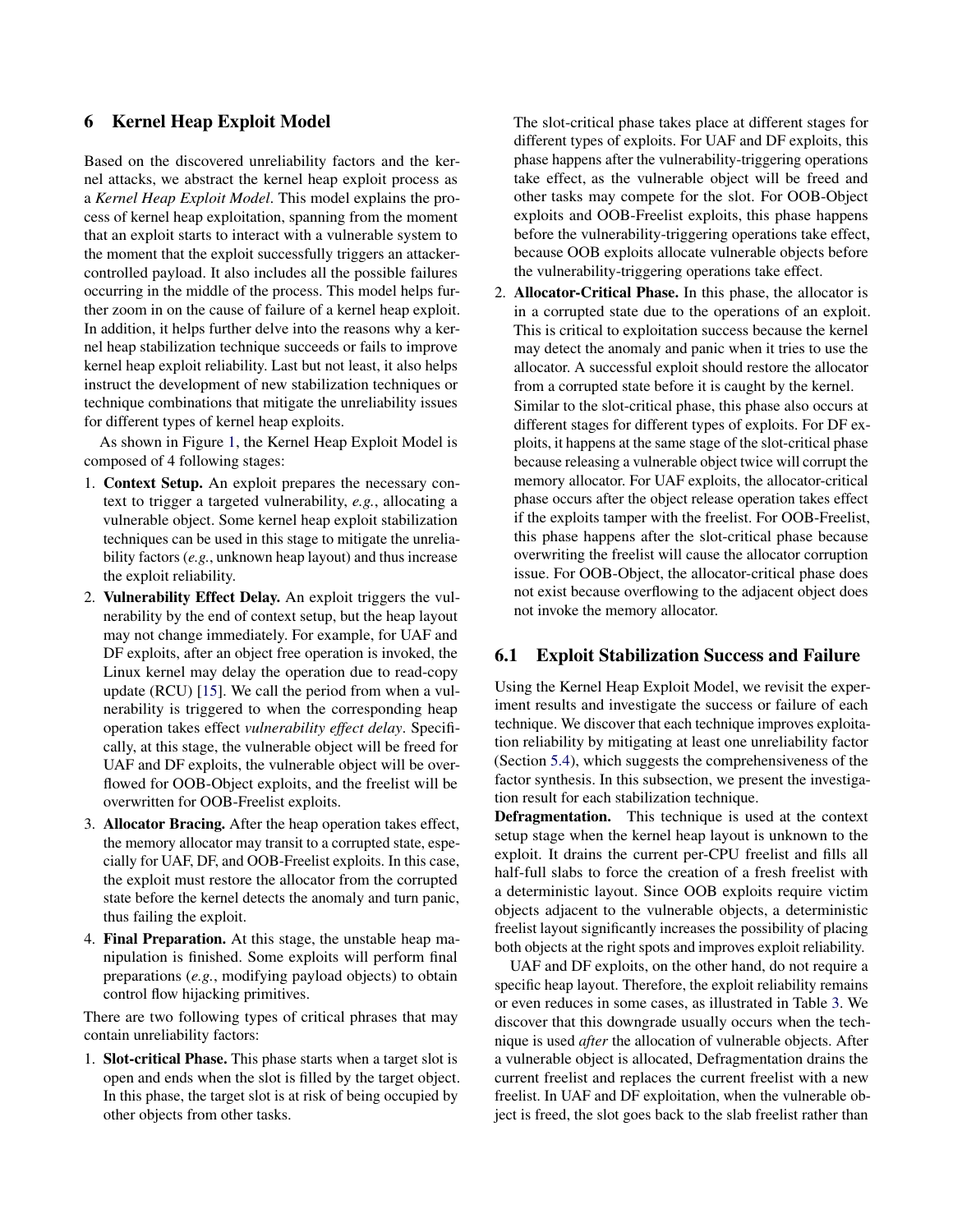# 6 Kernel Heap Exploit Model

Based on the discovered unreliability factors and the kernel attacks, we abstract the kernel heap exploit process as a *Kernel Heap Exploit Model*. This model explains the process of kernel heap exploitation, spanning from the moment that an exploit starts to interact with a vulnerable system to the moment that the exploit successfully triggers an attacker-controlled payload. It also includes all the possible failures occurring in the middle of the process. This model helps further zoom in on the cause of failure of a kernel heap exploit. In addition, it helps further delve into the reasons why a kernel heap stabilization technique succeeds or fails to improve kernel heap exploit reliability. Last but not least, it also helps instruct the development of new stabilization techniques or technique combinations that mitigate the unreliability issues for different types of kernel heap exploits.

As shown in Figure 1, the Kernel Heap Exploit Model is composed of 4 following stages:

1. **Context Setup.** An exploit prepares the necessary context to trigger a targeted vulnerability, *e.g.*, allocating a vulnerable object. Some kernel heap exploit stabilization techniques can be used in this stage to mitigate the unreliability factors (*e.g.*, unknown heap layout) and thus increase the exploit reliability.
2. **Vulnerability Effect Delay.** An exploit triggers the vulnerability by the end of context setup, but the heap layout may not change immediately. For example, for UAF and DF exploits, after an object free operation is invoked, the Linux kernel may delay the operation due to read-copy update (RCU) [15]. We call the period from when a vulnerability is triggered to when the corresponding heap operation takes effect *vulnerability effect delay*. Specifically, at this stage, the vulnerable object will be freed for UAF and DF exploits, the vulnerable object will be overflowed for OOB-Object exploits, and the freelist will be overwritten for OOB-Freelist exploits.
3. **Allocator Bracing.** After the heap operation takes effect, the memory allocator may transit to a corrupted state, especially for UAF, DF, and OOB-Freelist exploits. In this case, the exploit must restore the allocator from the corrupted state before the kernel detects the anomaly and turn panic, thus failing the exploit.
4. **Final Preparation.** At this stage, the unstable heap manipulation is finished. Some exploits will perform final preparations (*e.g.*, modifying payload objects) to obtain control flow hijacking primitives.

There are two following types of critical phrases that may contain unreliability factors:

1. **Slot-critical Phase.** This phase starts when a target slot is open and ends when the slot is filled by the target object. In this phase, the target slot is at risk of being occupied by other objects from other tasks.

   The slot-critical phase takes place at different stages for different types of exploits. For UAF and DF exploits, this phase happens after the vulnerability-triggering operations take effect, as the vulnerable object will be freed and other tasks may compete for the slot. For OOB-Object exploits and OOB-Freelist exploits, this phase happens before the vulnerability-triggering operations take effect, because OOB exploits allocate vulnerable objects before the vulnerability-triggering operations take effect.
2. **Allocator-Critical Phase.** In this phase, the allocator is in a corrupted state due to the operations of an exploit. This is critical to exploitation success because the kernel may detect the anomaly and panic when it tries to use the allocator. A successful exploit should restore the allocator from a corrupted state before it is caught by the kernel.

   Similar to the slot-critical phase, this phase also occurs at different stages for different types of exploits. For DF exploits, it happens at the same stage of the slot-critical phase because releasing a vulnerable object twice will corrupt the memory allocator. For UAF exploits, the allocator-critical phase occurs after the object release operation takes effect if the exploits tamper with the freelist. For OOB-Freelist, this phase happens after the slot-critical phase because overwriting the freelist will cause the allocator corruption issue. For OOB-Object, the allocator-critical phase does not exist because overflowing to the adjacent object does not invoke the memory allocator.

## 6.1 Exploit Stabilization Success and Failure

Using the Kernel Heap Exploit Model, we revisit the experiment results and investigate the success or failure of each technique. We discover that each technique improves exploitation reliability by mitigating at least one unreliability factor (Section 5.4), which suggests the comprehensiveness of the factor synthesis. In this subsection, we present the investigation result for each stabilization technique.

**Defragmentation.** This technique is used at the context setup stage when the kernel heap layout is unknown to the exploit. It drains the current per-CPU freelist and fills all half-full slabs to force the creation of a fresh freelist with a deterministic layout. Since OOB exploits require victim objects adjacent to the vulnerable objects, a deterministic freelist layout significantly increases the possibility of placing both objects at the right spots and improves exploit reliability.

UAF and DF exploits, on the other hand, do not require a specific heap layout. Therefore, the exploit reliability remains or even reduces in some cases, as illustrated in Table 3. We discover that this downgrade usually occurs when the technique is used *after* the allocation of vulnerable objects. After a vulnerable object is allocated, Defragmentation drains the current freelist and replaces the current freelist with a new freelist. In UAF and DF exploitation, when the vulnerable object is freed, the slot goes back to the slab freelist rather than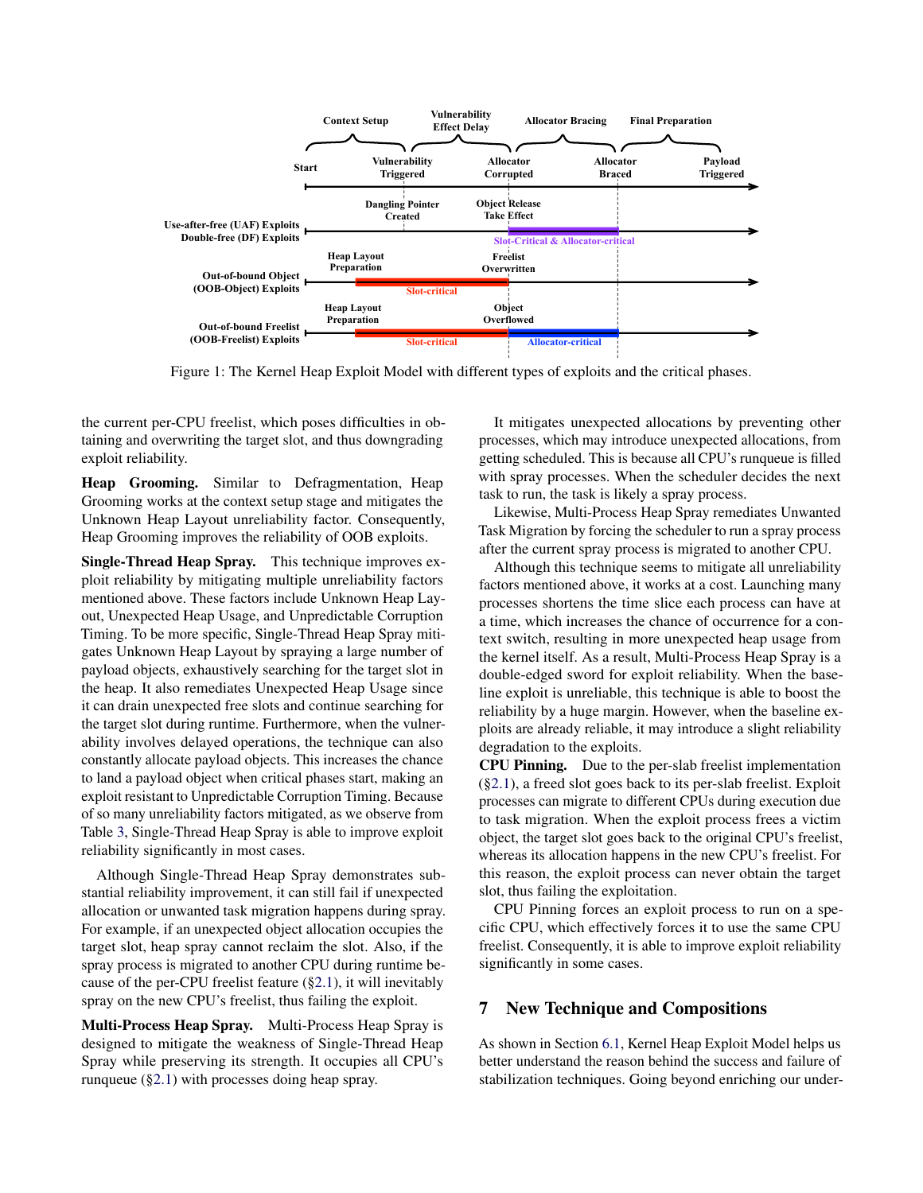Figure 1: The Kernel Heap Exploit Model with different types of exploits and the critical phases.

the current per-CPU freelist, which poses difficulties in obtaining and overwriting the target slot, and thus downgrading exploit reliability.

**Heap Grooming.** Similar to Defragmentation, Heap Grooming works at the context setup stage and mitigates the Unknown Heap Layout unreliability factor. Consequently, Heap Grooming improves the reliability of OOB exploits.

**Single-Thread Heap Spray.** This technique improves exploit reliability by mitigating multiple unreliability factors mentioned above. These factors include Unknown Heap Layout, Unexpected Heap Usage, and Unpredictable Corruption Timing. To be more specific, Single-Thread Heap Spray mitigates Unknown Heap Layout by spraying a large number of payload objects, exhaustively searching for the target slot in the heap. It also remediates Unexpected Heap Usage since it can drain unexpected free slots and continue searching for the target slot during runtime. Furthermore, when the vulnerability involves delayed operations, the technique can also constantly allocate payload objects. This increases the chance to land a payload object when critical phases start, making an exploit resistant to Unpredictable Corruption Timing. Because of so many unreliability factors mitigated, as we observe from Table 3, Single-Thread Heap Spray is able to improve exploit reliability significantly in most cases.

Although Single-Thread Heap Spray demonstrates substantial reliability improvement, it can still fail if unexpected allocation or unwanted task migration happens during spray. For example, if an unexpected object allocation occupies the target slot, heap spray cannot reclaim the slot. Also, if the spray process is migrated to another CPU during runtime because of the per-CPU freelist feature (§2.1), it will inevitably spray on the new CPU's freelist, thus failing the exploit.

**Multi-Process Heap Spray.** Multi-Process Heap Spray is designed to mitigate the weakness of Single-Thread Heap Spray while preserving its strength. It occupies all CPU's runqueue (§2.1) with processes doing heap spray.

It mitigates unexpected allocations by preventing other processes, which may introduce unexpected allocations, from getting scheduled. This is because all CPU's runqueue is filled with spray processes. When the scheduler decides the next task to run, the task is likely a spray process.

Likewise, Multi-Process Heap Spray remediates Unwanted Task Migration by forcing the scheduler to run a spray process after the current spray process is migrated to another CPU.

Although this technique seems to mitigate all unreliability factors mentioned above, it works at a cost. Launching many processes shortens the time slice each process can have at a time, which increases the chance of occurrence for a context switch, resulting in more unexpected heap usage from the kernel itself. As a result, Multi-Process Heap Spray is a double-edged sword for exploit reliability. When the baseline exploit is unreliable, this technique is able to boost the reliability by a huge margin. However, when the baseline exploits are already reliable, it may introduce a slight reliability degradation to the exploits.

**CPU Pinning.** Due to the per-slab freelist implementation (§2.1), a freed slot goes back to its per-slab freelist. Exploit processes can migrate to different CPUs during execution due to task migration. When the exploit process frees a victim object, the target slot goes back to the original CPU's freelist, whereas its allocation happens in the new CPU's freelist. For this reason, the exploit process can never obtain the target slot, thus failing the exploitation.

CPU Pinning forces an exploit process to run on a specific CPU, which effectively forces it to use the same CPU freelist. Consequently, it is able to improve exploit reliability significantly in some cases.

## 7 New Technique and Compositions

As shown in Section 6.1, Kernel Heap Exploit Model helps us better understand the reason behind the success and failure of stabilization techniques. Going beyond enriching our under-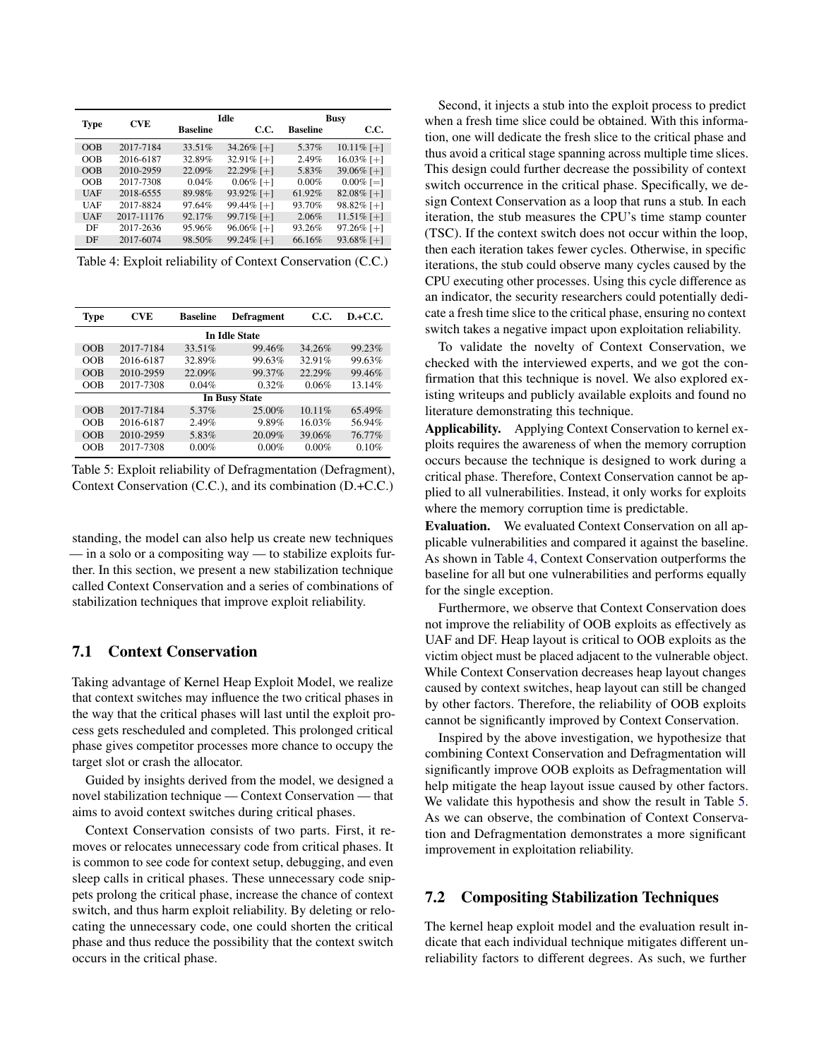| Type | CVE | Idle | | Busy | |
|---|---|---|---|---|---|
| | | **Baseline** | **C.C.** | **Baseline** | **C.C.** |
| OOB | 2017-7184 | 33.51% | 34.26% [+] | 5.37% | 10.11% [+] |
| OOB | 2016-6187 | 32.89% | 32.91% [+] | 2.49% | 16.03% [+] |
| OOB | 2010-2959 | 22.09% | 22.29% [+] | 5.83% | 39.06% [+] |
| OOB | 2017-7308 | 0.04% | 0.06% [+] | 0.00% | 0.00% [=] |
| UAF | 2018-6555 | 89.98% | 93.92% [+] | 61.92% | 82.08% [+] |
| UAF | 2017-8824 | 97.64% | 99.44% [+] | 93.70% | 98.82% [+] |
| UAF | 2017-11176 | 92.17% | 99.71% [+] | 2.06% | 11.51% [+] |
| DF | 2017-2636 | 95.96% | 96.06% [+] | 93.26% | 97.26% [+] |
| DF | 2017-6074 | 98.50% | 99.24% [+] | 66.16% | 93.68% [+] |

Table 4: Exploit reliability of Context Conservation (C.C.)

| Type | CVE | Baseline | Defragment | C.C. | D.+C.C. |
|---|---|---|---|---|---|
| **In Idle State** | | | | | |
| OOB | 2017-7184 | 33.51% | 99.46% | 34.26% | 99.23% |
| OOB | 2016-6187 | 32.89% | 99.63% | 32.91% | 99.63% |
| OOB | 2010-2959 | 22.09% | 99.37% | 22.29% | 99.46% |
| OOB | 2017-7308 | 0.04% | 0.32% | 0.06% | 13.14% |
| **In Busy State** | | | | | |
| OOB | 2017-7184 | 5.37% | 25.00% | 10.11% | 65.49% |
| OOB | 2016-6187 | 2.49% | 9.89% | 16.03% | 56.94% |
| OOB | 2010-2959 | 5.83% | 20.09% | 39.06% | 76.77% |
| OOB | 2017-7308 | 0.00% | 0.00% | 0.00% | 0.10% |

Table 5: Exploit reliability of Defragmentation (Defragment), Context Conservation (C.C.), and its combination (D.+C.C.)

standing, the model can also help us create new techniques — in a solo or a compositing way — to stabilize exploits further. In this section, we present a new stabilization technique called Context Conservation and a series of combinations of stabilization techniques that improve exploit reliability.

### 7.1 Context Conservation

Taking advantage of Kernel Heap Exploit Model, we realize that context switches may influence the two critical phases in the way that the critical phases will last until the exploit process gets rescheduled and completed. This prolonged critical phase gives competitor processes more chance to occupy the target slot or crash the allocator.

Guided by insights derived from the model, we designed a novel stabilization technique — Context Conservation — that aims to avoid context switches during critical phases.

Context Conservation consists of two parts. First, it removes or relocates unnecessary code from critical phases. It is common to see code for context setup, debugging, and even sleep calls in critical phases. These unnecessary code snippets prolong the critical phase, increase the chance of context switch, and thus harm exploit reliability. By deleting or relocating the unnecessary code, one could shorten the critical phase and thus reduce the possibility that the context switch occurs in the critical phase.

Second, it injects a stub into the exploit process to predict when a fresh time slice could be obtained. With this information, one will dedicate the fresh slice to the critical phase and thus avoid a critical stage spanning across multiple time slices. This design could further decrease the possibility of context switch occurrence in the critical phase. Specifically, we design Context Conservation as a loop that runs a stub. In each iteration, the stub measures the CPU's time stamp counter (TSC). If the context switch does not occur within the loop, then each iteration takes fewer cycles. Otherwise, in specific iterations, the stub could observe many cycles caused by the CPU executing other processes. Using this cycle difference as an indicator, the security researchers could potentially dedicate a fresh time slice to the critical phase, ensuring no context switch takes a negative impact upon exploitation reliability.

To validate the novelty of Context Conservation, we checked with the interviewed experts, and we got the confirmation that this technique is novel. We also explored existing writeups and publicly available exploits and found no literature demonstrating this technique.

**Applicability.** Applying Context Conservation to kernel exploits requires the awareness of when the memory corruption occurs because the technique is designed to work during a critical phase. Therefore, Context Conservation cannot be applied to all vulnerabilities. Instead, it only works for exploits where the memory corruption time is predictable.

**Evaluation.** We evaluated Context Conservation on all applicable vulnerabilities and compared it against the baseline. As shown in Table 4, Context Conservation outperforms the baseline for all but one vulnerabilities and performs equally for the single exception.

Furthermore, we observe that Context Conservation does not improve the reliability of OOB exploits as effectively as UAF and DF. Heap layout is critical to OOB exploits as the victim object must be placed adjacent to the vulnerable object. While Context Conservation decreases heap layout changes caused by context switches, heap layout can still be changed by other factors. Therefore, the reliability of OOB exploits cannot be significantly improved by Context Conservation.

Inspired by the above investigation, we hypothesize that combining Context Conservation and Defragmentation will significantly improve OOB exploits as Defragmentation will help mitigate the heap layout issue caused by other factors. We validate this hypothesis and show the result in Table 5. As we can observe, the combination of Context Conservation and Defragmentation demonstrates a more significant improvement in exploitation reliability.

### 7.2 Compositing Stabilization Techniques

The kernel heap exploit model and the evaluation result indicate that each individual technique mitigates different unreliability factors to different degrees. As such, we further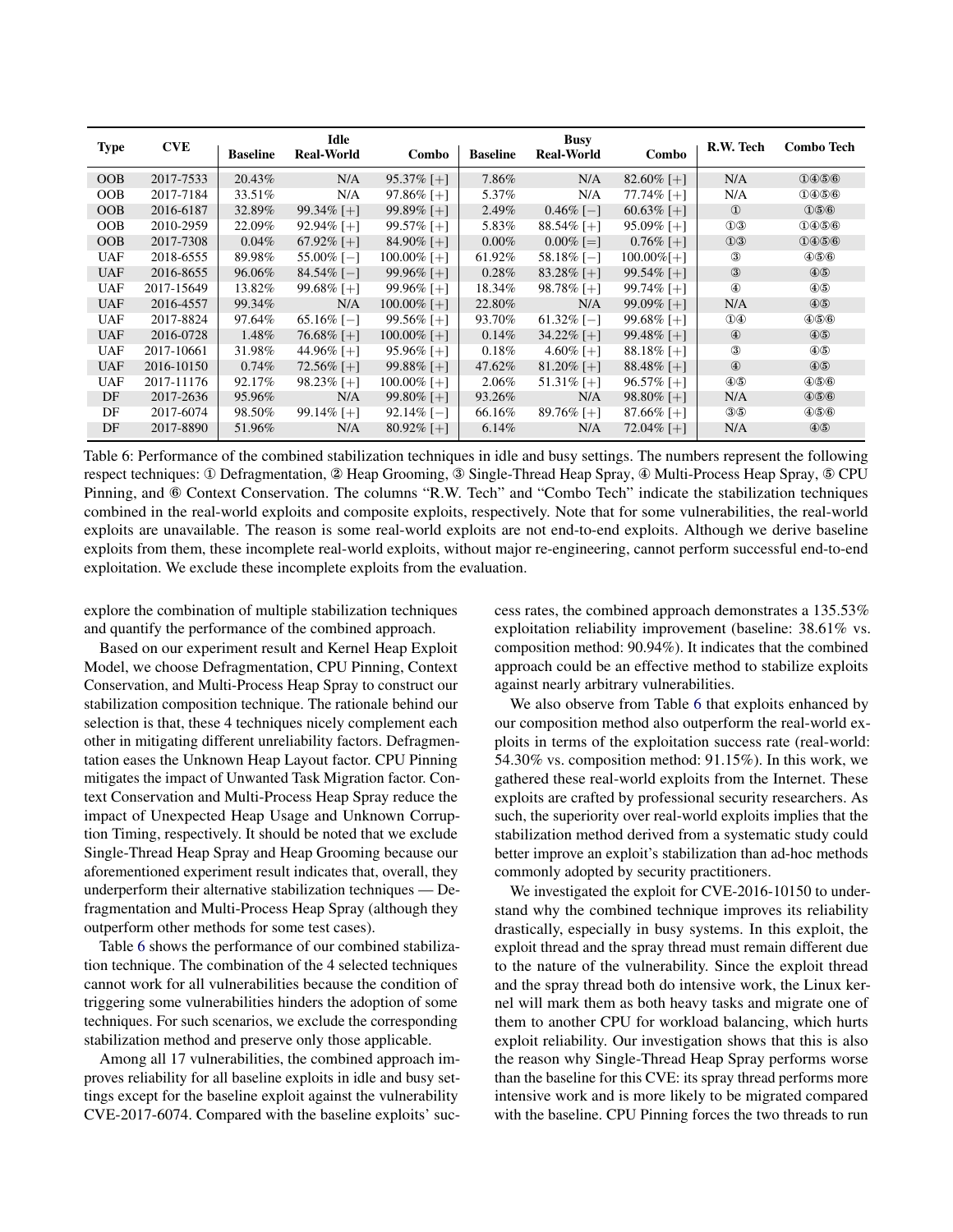| Type | CVE | Idle | | | Busy | | | R.W. Tech | Combo Tech |
|---|---|---|---|---|---|---|---|---|---|
| | | Baseline | Real-World | Combo | Baseline | Real-World | Combo | | |
| OOB | 2017-7533 | 20.43% | N/A | 95.37% [+] | 7.86% | N/A | 82.60% [+] | N/A | ①④⑤⑥ |
| OOB | 2017-7184 | 33.51% | N/A | 97.86% [+] | 5.37% | N/A | 77.74% [+] | N/A | ①④⑤⑥ |
| OOB | 2016-6187 | 32.89% | 99.34% [+] | 99.89% [+] | 2.49% | 0.46% [−] | 60.63% [+] | ① | ①⑤⑥ |
| OOB | 2010-2959 | 22.09% | 92.94% [+] | 99.57% [+] | 5.83% | 88.54% [+] | 95.09% [+] | ①③ | ①④⑤⑥ |
| OOB | 2017-7308 | 0.04% | 67.92% [+] | 84.90% [+] | 0.00% | 0.00% [=] | 0.76% [+] | ①③ | ①④⑤⑥ |
| UAF | 2018-6555 | 89.98% | 55.00% [−] | 100.00% [+] | 61.92% | 58.18% [−] | 100.00%[+] | ③ | ④⑤⑥ |
| UAF | 2016-8655 | 96.06% | 84.54% [−] | 99.96% [+] | 0.28% | 83.28% [+] | 99.54% [+] | ③ | ④⑤ |
| UAF | 2017-15649 | 13.82% | 99.68% [+] | 99.96% [+] | 18.34% | 98.78% [+] | 99.74% [+] | ④ | ④⑤ |
| UAF | 2016-4557 | 99.34% | N/A | 100.00% [+] | 22.80% | N/A | 99.09% [+] | N/A | ④⑤ |
| UAF | 2017-8824 | 97.64% | 65.16% [−] | 99.56% [+] | 93.70% | 61.32% [−] | 99.68% [+] | ①④ | ④⑤⑥ |
| UAF | 2016-0728 | 1.48% | 76.68% [+] | 100.00% [+] | 0.14% | 34.22% [+] | 99.48% [+] | ④ | ④⑤ |
| UAF | 2017-10661 | 31.98% | 44.96% [+] | 95.96% [+] | 0.18% | 4.60% [+] | 88.18% [+] | ③ | ④⑤ |
| UAF | 2016-10150 | 0.74% | 72.56% [+] | 99.88% [+] | 47.62% | 81.20% [+] | 88.48% [+] | ④ | ④⑤ |
| UAF | 2017-11176 | 92.17% | 98.23% [+] | 100.00% [+] | 2.06% | 51.31% [+] | 96.57% [+] | ④⑤ | ④⑤⑥ |
| DF | 2017-2636 | 95.96% | N/A | 99.80% [+] | 93.26% | N/A | 98.80% [+] | N/A | ④⑤⑥ |
| DF | 2017-6074 | 98.50% | 99.14% [+] | 92.14% [−] | 66.16% | 89.76% [+] | 87.66% [+] | ③⑤ | ④⑤⑥ |
| DF | 2017-8890 | 51.96% | N/A | 80.92% [+] | 6.14% | N/A | 72.04% [+] | N/A | ④⑤ |

Table 6: Performance of the combined stabilization techniques in idle and busy settings. The numbers represent the following respect techniques: ① Defragmentation, ② Heap Grooming, ③ Single-Thread Heap Spray, ④ Multi-Process Heap Spray, ⑤ CPU Pinning, and ⑥ Context Conservation. The columns "R.W. Tech" and "Combo Tech" indicate the stabilization techniques combined in the real-world exploits and composite exploits, respectively. Note that for some vulnerabilities, the real-world exploits are unavailable. The reason is some real-world exploits are not end-to-end exploits. Although we derive baseline exploits from them, these incomplete real-world exploits, without major re-engineering, cannot perform successful end-to-end exploitation. We exclude these incomplete exploits from the evaluation.

explore the combination of multiple stabilization techniques and quantify the performance of the combined approach.

Based on our experiment result and Kernel Heap Exploit Model, we choose Defragmentation, CPU Pinning, Context Conservation, and Multi-Process Heap Spray to construct our stabilization composition technique. The rationale behind our selection is that, these 4 techniques nicely complement each other in mitigating different unreliability factors. Defragmentation eases the Unknown Heap Layout factor. CPU Pinning mitigates the impact of Unwanted Task Migration factor. Context Conservation and Multi-Process Heap Spray reduce the impact of Unexpected Heap Usage and Unknown Corruption Timing, respectively. It should be noted that we exclude Single-Thread Heap Spray and Heap Grooming because our aforementioned experiment result indicates that, overall, they underperform their alternative stabilization techniques — Defragmentation and Multi-Process Heap Spray (although they outperform other methods for some test cases).

Table 6 shows the performance of our combined stabilization technique. The combination of the 4 selected techniques cannot work for all vulnerabilities because the condition of triggering some vulnerabilities hinders the adoption of some techniques. For such scenarios, we exclude the corresponding stabilization method and preserve only those applicable.

Among all 17 vulnerabilities, the combined approach improves reliability for all baseline exploits in idle and busy settings except for the baseline exploit against the vulnerability CVE-2017-6074. Compared with the baseline exploits' success rates, the combined approach demonstrates a 135.53% exploitation reliability improvement (baseline: 38.61% vs. composition method: 90.94%). It indicates that the combined approach could be an effective method to stabilize exploits against nearly arbitrary vulnerabilities.

We also observe from Table 6 that exploits enhanced by our composition method also outperform the real-world exploits in terms of the exploitation success rate (real-world: 54.30% vs. composition method: 91.15%). In this work, we gathered these real-world exploits from the Internet. These exploits are crafted by professional security researchers. As such, the superiority over real-world exploits implies that the stabilization method derived from a systematic study could better improve an exploit's stabilization than ad-hoc methods commonly adopted by security practitioners.

We investigated the exploit for CVE-2016-10150 to understand why the combined technique improves its reliability drastically, especially in busy systems. In this exploit, the exploit thread and the spray thread must remain different due to the nature of the vulnerability. Since the exploit thread and the spray thread both do intensive work, the Linux kernel will mark them as both heavy tasks and migrate one of them to another CPU for workload balancing, which hurts exploit reliability. Our investigation shows that this is also the reason why Single-Thread Heap Spray performs worse than the baseline for this CVE: its spray thread performs more intensive work and is more likely to be migrated compared with the baseline. CPU Pinning forces the two threads to run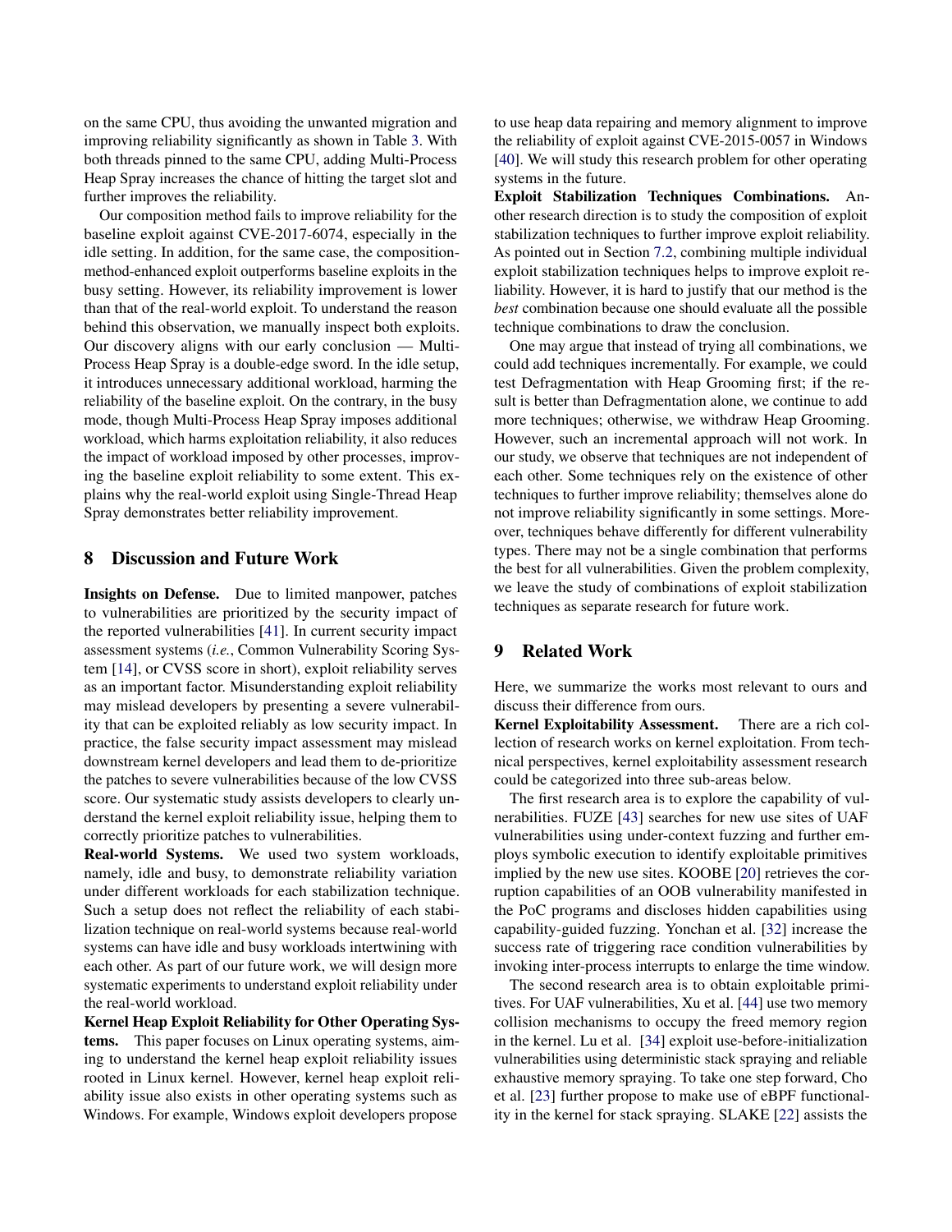on the same CPU, thus avoiding the unwanted migration and improving reliability significantly as shown in Table 3. With both threads pinned to the same CPU, adding Multi-Process Heap Spray increases the chance of hitting the target slot and further improves the reliability.

Our composition method fails to improve reliability for the baseline exploit against CVE-2017-6074, especially in the idle setting. In addition, for the same case, the composition-method-enhanced exploit outperforms baseline exploits in the busy setting. However, its reliability improvement is lower than that of the real-world exploit. To understand the reason behind this observation, we manually inspect both exploits. Our discovery aligns with our early conclusion — Multi-Process Heap Spray is a double-edge sword. In the idle setup, it introduces unnecessary additional workload, harming the reliability of the baseline exploit. On the contrary, in the busy mode, though Multi-Process Heap Spray imposes additional workload, which harms exploitation reliability, it also reduces the impact of workload imposed by other processes, improving the baseline exploit reliability to some extent. This explains why the real-world exploit using Single-Thread Heap Spray demonstrates better reliability improvement.

## 8 Discussion and Future Work

**Insights on Defense.** Due to limited manpower, patches to vulnerabilities are prioritized by the security impact of the reported vulnerabilities [41]. In current security impact assessment systems (*i.e.*, Common Vulnerability Scoring System [14], or CVSS score in short), exploit reliability serves as an important factor. Misunderstanding exploit reliability may mislead developers by presenting a severe vulnerability that can be exploited reliably as low security impact. In practice, the false security impact assessment may mislead downstream kernel developers and lead them to de-prioritize the patches to severe vulnerabilities because of the low CVSS score. Our systematic study assists developers to clearly understand the kernel exploit reliability issue, helping them to correctly prioritize patches to vulnerabilities.

**Real-world Systems.** We used two system workloads, namely, idle and busy, to demonstrate reliability variation under different workloads for each stabilization technique. Such a setup does not reflect the reliability of each stabilization technique on real-world systems because real-world systems can have idle and busy workloads intertwining with each other. As part of our future work, we will design more systematic experiments to understand exploit reliability under the real-world workload.

**Kernel Heap Exploit Reliability for Other Operating Systems.** This paper focuses on Linux operating systems, aiming to understand the kernel heap exploit reliability issues rooted in Linux kernel. However, kernel heap exploit reliability issue also exists in other operating systems such as Windows. For example, Windows exploit developers propose to use heap data repairing and memory alignment to improve the reliability of exploit against CVE-2015-0057 in Windows [40]. We will study this research problem for other operating systems in the future.

**Exploit Stabilization Techniques Combinations.** Another research direction is to study the composition of exploit stabilization techniques to further improve exploit reliability. As pointed out in Section 7.2, combining multiple individual exploit stabilization techniques helps to improve exploit reliability. However, it is hard to justify that our method is the *best* combination because one should evaluate all the possible technique combinations to draw the conclusion.

One may argue that instead of trying all combinations, we could add techniques incrementally. For example, we could test Defragmentation with Heap Grooming first; if the result is better than Defragmentation alone, we continue to add more techniques; otherwise, we withdraw Heap Grooming. However, such an incremental approach will not work. In our study, we observe that techniques are not independent of each other. Some techniques rely on the existence of other techniques to further improve reliability; themselves alone do not improve reliability significantly in some settings. Moreover, techniques behave differently for different vulnerability types. There may not be a single combination that performs the best for all vulnerabilities. Given the problem complexity, we leave the study of combinations of exploit stabilization techniques as separate research for future work.

## 9 Related Work

Here, we summarize the works most relevant to ours and discuss their difference from ours.

**Kernel Exploitability Assessment.** There are a rich collection of research works on kernel exploitation. From technical perspectives, kernel exploitability assessment research could be categorized into three sub-areas below.

The first research area is to explore the capability of vulnerabilities. FUZE [43] searches for new use sites of UAF vulnerabilities using under-context fuzzing and further employs symbolic execution to identify exploitable primitives implied by the new use sites. KOOBE [20] retrieves the corruption capabilities of an OOB vulnerability manifested in the PoC programs and discloses hidden capabilities using capability-guided fuzzing. Yonchan et al. [32] increase the success rate of triggering race condition vulnerabilities by invoking inter-process interrupts to enlarge the time window.

The second research area is to obtain exploitable primitives. For UAF vulnerabilities, Xu et al. [44] use two memory collision mechanisms to occupy the freed memory region in the kernel. Lu et al. [34] exploit use-before-initialization vulnerabilities using deterministic stack spraying and reliable exhaustive memory spraying. To take one step forward, Cho et al. [23] further propose to make use of eBPF functionality in the kernel for stack spraying. SLAKE [22] assists the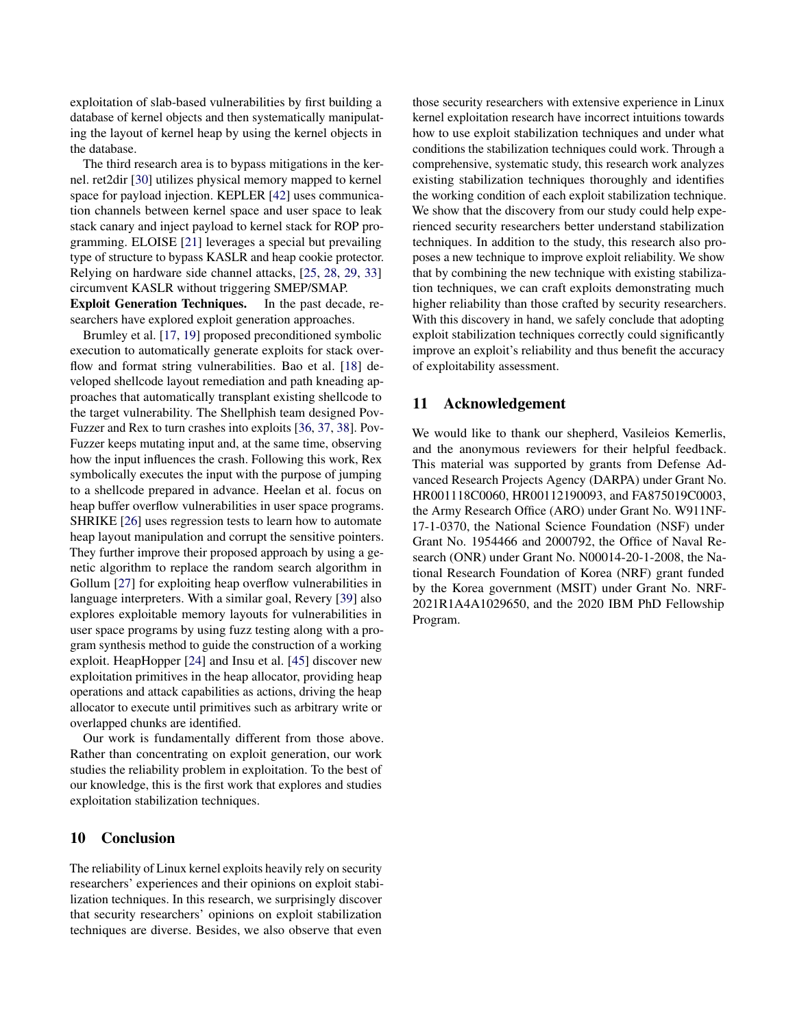exploitation of slab-based vulnerabilities by first building a database of kernel objects and then systematically manipulating the layout of kernel heap by using the kernel objects in the database.

The third research area is to bypass mitigations in the kernel. ret2dir [30] utilizes physical memory mapped to kernel space for payload injection. KEPLER [42] uses communication channels between kernel space and user space to leak stack canary and inject payload to kernel stack for ROP programming. ELOISE [21] leverages a special but prevailing type of structure to bypass KASLR and heap cookie protector. Relying on hardware side channel attacks, [25, 28, 29, 33] circumvent KASLR without triggering SMEP/SMAP.

**Exploit Generation Techniques.** In the past decade, researchers have explored exploit generation approaches.

Brumley et al. [17, 19] proposed preconditioned symbolic execution to automatically generate exploits for stack overflow and format string vulnerabilities. Bao et al. [18] developed shellcode layout remediation and path kneading approaches that automatically transplant existing shellcode to the target vulnerability. The Shellphish team designed Pov-Fuzzer and Rex to turn crashes into exploits [36, 37, 38]. Pov-Fuzzer keeps mutating input and, at the same time, observing how the input influences the crash. Following this work, Rex symbolically executes the input with the purpose of jumping to a shellcode prepared in advance. Heelan et al. focus on heap buffer overflow vulnerabilities in user space programs. SHRIKE [26] uses regression tests to learn how to automate heap layout manipulation and corrupt the sensitive pointers. They further improve their proposed approach by using a genetic algorithm to replace the random search algorithm in Gollum [27] for exploiting heap overflow vulnerabilities in language interpreters. With a similar goal, Revery [39] also explores exploitable memory layouts for vulnerabilities in user space programs by using fuzz testing along with a program synthesis method to guide the construction of a working exploit. HeapHopper [24] and Insu et al. [45] discover new exploitation primitives in the heap allocator, providing heap operations and attack capabilities as actions, driving the heap allocator to execute until primitives such as arbitrary write or overlapped chunks are identified.

Our work is fundamentally different from those above. Rather than concentrating on exploit generation, our work studies the reliability problem in exploitation. To the best of our knowledge, this is the first work that explores and studies exploitation stabilization techniques.

## 10 Conclusion

The reliability of Linux kernel exploits heavily rely on security researchers' experiences and their opinions on exploit stabilization techniques. In this research, we surprisingly discover that security researchers' opinions on exploit stabilization techniques are diverse. Besides, we also observe that even those security researchers with extensive experience in Linux kernel exploitation research have incorrect intuitions towards how to use exploit stabilization techniques and under what conditions the stabilization techniques could work. Through a comprehensive, systematic study, this research work analyzes existing stabilization techniques thoroughly and identifies the working condition of each exploit stabilization technique. We show that the discovery from our study could help experienced security researchers better understand stabilization techniques. In addition to the study, this research also proposes a new technique to improve exploit reliability. We show that by combining the new technique with existing stabilization techniques, we can craft exploits demonstrating much higher reliability than those crafted by security researchers. With this discovery in hand, we safely conclude that adopting exploit stabilization techniques correctly could significantly improve an exploit's reliability and thus benefit the accuracy of exploitability assessment.

## 11 Acknowledgement

We would like to thank our shepherd, Vasileios Kemerlis, and the anonymous reviewers for their helpful feedback. This material was supported by grants from Defense Advanced Research Projects Agency (DARPA) under Grant No. HR001118C0060, HR00112190093, and FA875019C0003, the Army Research Office (ARO) under Grant No. W911NF-17-1-0370, the National Science Foundation (NSF) under Grant No. 1954466 and 2000792, the Office of Naval Research (ONR) under Grant No. N00014-20-1-2008, the National Research Foundation of Korea (NRF) grant funded by the Korea government (MSIT) under Grant No. NRF-2021R1A4A1029650, and the 2020 IBM PhD Fellowship Program.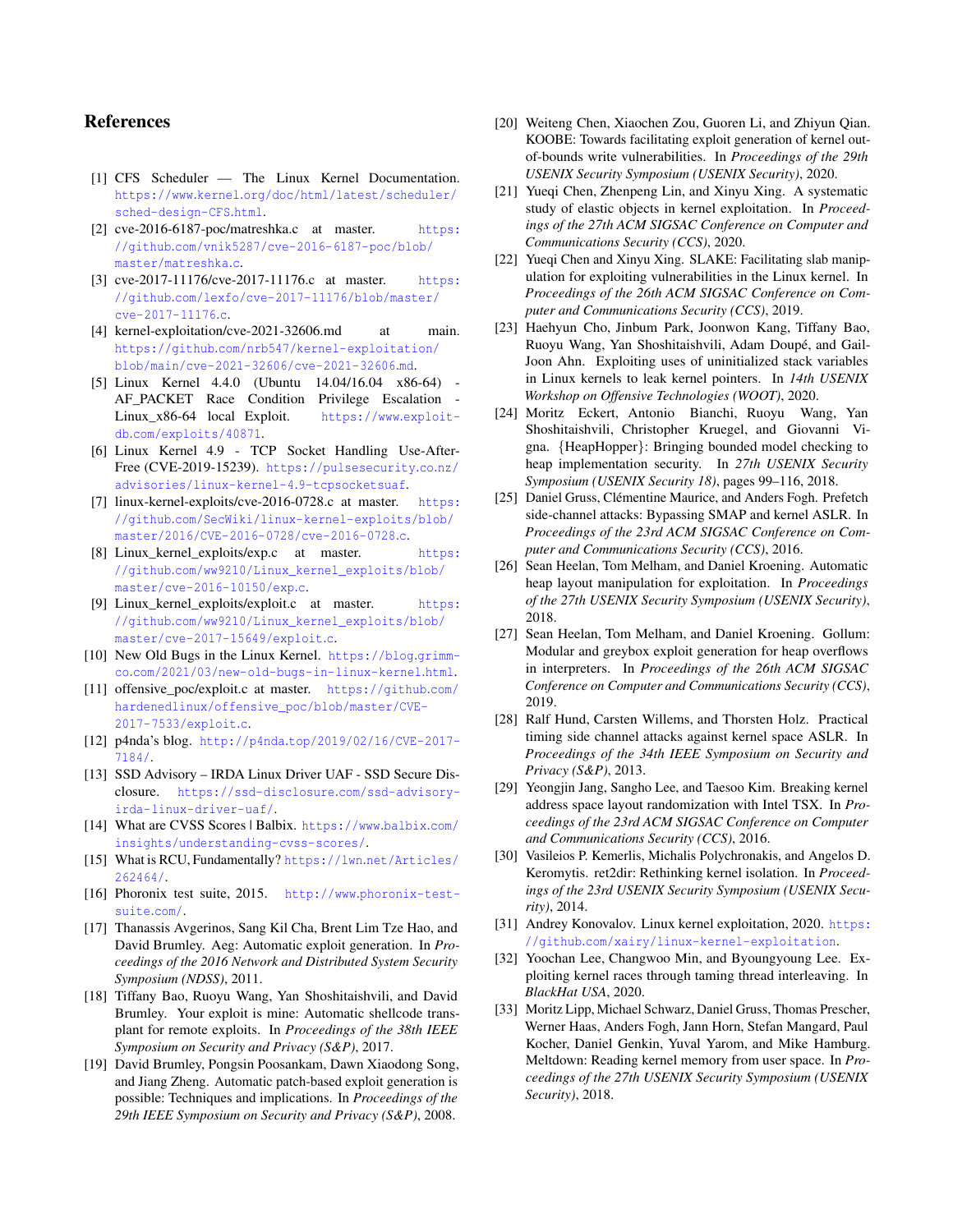## References

[1] CFS Scheduler — The Linux Kernel Documentation. https://www.kernel.org/doc/html/latest/scheduler/sched-design-CFS.html.

[2] cve-2016-6187-poc/matreshka.c at master. https://github.com/vnik5287/cve-2016-6187-poc/blob/master/matreshka.c.

[3] cve-2017-11176/cve-2017-11176.c at master. https://github.com/lexfo/cve-2017-11176/blob/master/cve-2017-11176.c.

[4] kernel-exploitation/cve-2021-32606.md at main. https://github.com/nrb547/kernel-exploitation/blob/main/cve-2021-32606/cve-2021-32606.md.

[5] Linux Kernel 4.4.0 (Ubuntu 14.04/16.04 x86-64) - AF_PACKET Race Condition Privilege Escalation - Linux_x86-64 local Exploit. https://www.exploit-db.com/exploits/40871.

[6] Linux Kernel 4.9 - TCP Socket Handling Use-After-Free (CVE-2019-15239). https://pulsesecurity.co.nz/advisories/linux-kernel-4.9-tcpsocketsuaf.

[7] linux-kernel-exploits/cve-2016-0728.c at master. https://github.com/SecWiki/linux-kernel-exploits/blob/master/2016/CVE-2016-0728/cve-2016-0728.c.

[8] Linux_kernel_exploits/exp.c at master. https://github.com/ww9210/Linux_kernel_exploits/blob/master/cve-2016-10150/exp.c.

[9] Linux_kernel_exploits/exploit.c at master. https://github.com/ww9210/Linux_kernel_exploits/blob/master/cve-2017-15649/exploit.c.

[10] New Old Bugs in the Linux Kernel. https://blog.grimm-co.com/2021/03/new-old-bugs-in-linux-kernel.html.

[11] offensive_poc/exploit.c at master. https://github.com/hardenedlinux/offensive_poc/blob/master/CVE-2017-7533/exploit.c.

[12] p4nda's blog. http://p4nda.top/2019/02/16/CVE-2017-7184/.

[13] SSD Advisory – IRDA Linux Driver UAF - SSD Secure Disclosure. https://ssd-disclosure.com/ssd-advisory-irda-linux-driver-uaf/.

[14] What are CVSS Scores | Balbix. https://www.balbix.com/insights/understanding-cvss-scores/.

[15] What is RCU, Fundamentally? https://lwn.net/Articles/262464/.

[16] Phoronix test suite, 2015. http://www.phoronix-test-suite.com/.

[17] Thanassis Avgerinos, Sang Kil Cha, Brent Lim Tze Hao, and David Brumley. Aeg: Automatic exploit generation. In *Proceedings of the 2016 Network and Distributed System Security Symposium (NDSS)*, 2011.

[18] Tiffany Bao, Ruoyu Wang, Yan Shoshitaishvili, and David Brumley. Your exploit is mine: Automatic shellcode transplant for remote exploits. In *Proceedings of the 38th IEEE Symposium on Security and Privacy (S&P)*, 2017.

[19] David Brumley, Pongsin Poosankam, Dawn Xiaodong Song, and Jiang Zheng. Automatic patch-based exploit generation is possible: Techniques and implications. In *Proceedings of the 29th IEEE Symposium on Security and Privacy (S&P)*, 2008.

[20] Weiteng Chen, Xiaochen Zou, Guoren Li, and Zhiyun Qian. KOOBE: Towards facilitating exploit generation of kernel out-of-bounds write vulnerabilities. In *Proceedings of the 29th USENIX Security Symposium (USENIX Security)*, 2020.

[21] Yueqi Chen, Zhenpeng Lin, and Xinyu Xing. A systematic study of elastic objects in kernel exploitation. In *Proceedings of the 27th ACM SIGSAC Conference on Computer and Communications Security (CCS)*, 2020.

[22] Yueqi Chen and Xinyu Xing. SLAKE: Facilitating slab manipulation for exploiting vulnerabilities in the Linux kernel. In *Proceedings of the 26th ACM SIGSAC Conference on Computer and Communications Security (CCS)*, 2019.

[23] Haehyun Cho, Jinbum Park, Joonwon Kang, Tiffany Bao, Ruoyu Wang, Yan Shoshitaishvili, Adam Doupé, and Gail-Joon Ahn. Exploiting uses of uninitialized stack variables in Linux kernels to leak kernel pointers. In *14th USENIX Workshop on Offensive Technologies (WOOT)*, 2020.

[24] Moritz Eckert, Antonio Bianchi, Ruoyu Wang, Yan Shoshitaishvili, Christopher Kruegel, and Giovanni Vigna. {HeapHopper}: Bringing bounded model checking to heap implementation security. In *27th USENIX Security Symposium (USENIX Security 18)*, pages 99–116, 2018.

[25] Daniel Gruss, Clémentine Maurice, and Anders Fogh. Prefetch side-channel attacks: Bypassing SMAP and kernel ASLR. In *Proceedings of the 23rd ACM SIGSAC Conference on Computer and Communications Security (CCS)*, 2016.

[26] Sean Heelan, Tom Melham, and Daniel Kroening. Automatic heap layout manipulation for exploitation. In *Proceedings of the 27th USENIX Security Symposium (USENIX Security)*, 2018.

[27] Sean Heelan, Tom Melham, and Daniel Kroening. Gollum: Modular and greybox exploit generation for heap overflows in interpreters. In *Proceedings of the 26th ACM SIGSAC Conference on Computer and Communications Security (CCS)*, 2019.

[28] Ralf Hund, Carsten Willems, and Thorsten Holz. Practical timing side channel attacks against kernel space ASLR. In *Proceedings of the 34th IEEE Symposium on Security and Privacy (S&P)*, 2013.

[29] Yeongjin Jang, Sangho Lee, and Taesoo Kim. Breaking kernel address space layout randomization with Intel TSX. In *Proceedings of the 23rd ACM SIGSAC Conference on Computer and Communications Security (CCS)*, 2016.

[30] Vasileios P. Kemerlis, Michalis Polychronakis, and Angelos D. Keromytis. ret2dir: Rethinking kernel isolation. In *Proceedings of the 23rd USENIX Security Symposium (USENIX Security)*, 2014.

[31] Andrey Konovalov. Linux kernel exploitation, 2020. https://github.com/xairy/linux-kernel-exploitation.

[32] Yoochan Lee, Changwoo Min, and Byoungyoung Lee. Exploiting kernel races through taming thread interleaving. In *BlackHat USA*, 2020.

[33] Moritz Lipp, Michael Schwarz, Daniel Gruss, Thomas Prescher, Werner Haas, Anders Fogh, Jann Horn, Stefan Mangard, Paul Kocher, Daniel Genkin, Yuval Yarom, and Mike Hamburg. Meltdown: Reading kernel memory from user space. In *Proceedings of the 27th USENIX Security Symposium (USENIX Security)*, 2018.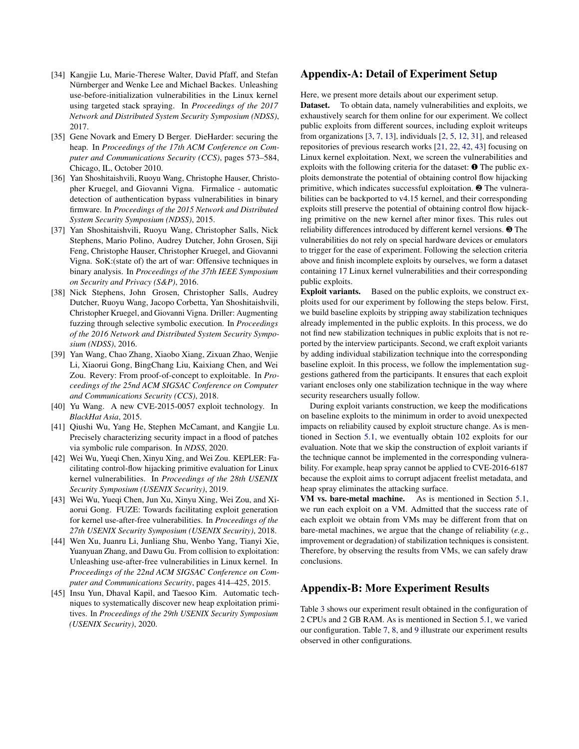[34] Kangjie Lu, Marie-Therese Walter, David Pfaff, and Stefan Nürnberger and Wenke Lee and Michael Backes. Unleashing use-before-initialization vulnerabilities in the Linux kernel using targeted stack spraying. In *Proceedings of the 2017 Network and Distributed System Security Symposium (NDSS)*, 2017.

[35] Gene Novark and Emery D Berger. DieHarder: securing the heap. In *Proceedings of the 17th ACM Conference on Computer and Communications Security (CCS)*, pages 573–584, Chicago, IL, October 2010.

[36] Yan Shoshitaishvili, Ruoyu Wang, Christophe Hauser, Christopher Kruegel, and Giovanni Vigna. Firmalice - automatic detection of authentication bypass vulnerabilities in binary firmware. In *Proceedings of the 2015 Network and Distributed System Security Symposium (NDSS)*, 2015.

[37] Yan Shoshitaishvili, Ruoyu Wang, Christopher Salls, Nick Stephens, Mario Polino, Audrey Dutcher, John Grosen, Siji Feng, Christophe Hauser, Christopher Kruegel, and Giovanni Vigna. SoK:(state of) the art of war: Offensive techniques in binary analysis. In *Proceedings of the 37th IEEE Symposium on Security and Privacy (S&P)*, 2016.

[38] Nick Stephens, John Grosen, Christopher Salls, Audrey Dutcher, Ruoyu Wang, Jacopo Corbetta, Yan Shoshitaishvili, Christopher Kruegel, and Giovanni Vigna. Driller: Augmenting fuzzing through selective symbolic execution. In *Proceedings of the 2016 Network and Distributed System Security Symposium (NDSS)*, 2016.

[39] Yan Wang, Chao Zhang, Xiaobo Xiang, Zixuan Zhao, Wenjie Li, Xiaorui Gong, BingChang Liu, Kaixiang Chen, and Wei Zou. Revery: From proof-of-concept to exploitable. In *Proceedings of the 25nd ACM SIGSAC Conference on Computer and Communications Security (CCS)*, 2018.

[40] Yu Wang. A new CVE-2015-0057 exploit technology. In *BlackHat Asia*, 2015.

[41] Qiushi Wu, Yang He, Stephen McCamant, and Kangjie Lu. Precisely characterizing security impact in a flood of patches via symbolic rule comparison. In *NDSS*, 2020.

[42] Wei Wu, Yueqi Chen, Xinyu Xing, and Wei Zou. KEPLER: Facilitating control-flow hijacking primitive evaluation for Linux kernel vulnerabilities. In *Proceedings of the 28th USENIX Security Symposium (USENIX Security)*, 2019.

[43] Wei Wu, Yueqi Chen, Jun Xu, Xinyu Xing, Wei Zou, and Xiaorui Gong. FUZE: Towards facilitating exploit generation for kernel use-after-free vulnerabilities. In *Proceedings of the 27th USENIX Security Symposium (USENIX Security)*, 2018.

[44] Wen Xu, Juanru Li, Junliang Shu, Wenbo Yang, Tianyi Xie, Yuanyuan Zhang, and Dawu Gu. From collision to exploitation: Unleashing use-after-free vulnerabilities in Linux kernel. In *Proceedings of the 22nd ACM SIGSAC Conference on Computer and Communications Security*, pages 414–425, 2015.

[45] Insu Yun, Dhaval Kapil, and Taesoo Kim. Automatic techniques to systematically discover new heap exploitation primitives. In *Proceedings of the 29th USENIX Security Symposium (USENIX Security)*, 2020.

## Appendix-A: Detail of Experiment Setup

Here, we present more details about our experiment setup.

**Dataset.** To obtain data, namely vulnerabilities and exploits, we exhaustively search for them online for our experiment. We collect public exploits from different sources, including exploit writeups from organizations [3, 7, 13], individuals [2, 5, 12, 31], and released repositories of previous research works [21, 22, 42, 43] focusing on Linux kernel exploitation. Next, we screen the vulnerabilities and exploits with the following criteria for the dataset: ❶ The public exploits demonstrate the potential of obtaining control flow hijacking primitive, which indicates successful exploitation. ❷ The vulnerabilities can be backported to v4.15 kernel, and their corresponding exploits still preserve the potential of obtaining control flow hijacking primitive on the new kernel after minor fixes. This rules out reliability differences introduced by different kernel versions. ❸ The vulnerabilities do not rely on special hardware devices or emulators to trigger for the ease of experiment. Following the selection criteria above and finish incomplete exploits by ourselves, we form a dataset containing 17 Linux kernel vulnerabilities and their corresponding public exploits.

**Exploit variants.** Based on the public exploits, we construct exploits used for our experiment by following the steps below. First, we build baseline exploits by stripping away stabilization techniques already implemented in the public exploits. In this process, we do not find new stabilization techniques in public exploits that is not reported by the interview participants. Second, we craft exploit variants by adding individual stabilization technique into the corresponding baseline exploit. In this process, we follow the implementation suggestions gathered from the participants. It ensures that each exploit variant encloses only one stabilization technique in the way where security researchers usually follow.

During exploit variants construction, we keep the modifications on baseline exploits to the minimum in order to avoid unexpected impacts on reliability caused by exploit structure change. As is mentioned in Section 5.1, we eventually obtain 102 exploits for our evaluation. Note that we skip the construction of exploit variants if the technique cannot be implemented in the corresponding vulnerability. For example, heap spray cannot be applied to CVE-2016-6187 because the exploit aims to corrupt adjacent freelist metadata, and heap spray eliminates the attacking surface.

**VM vs. bare-metal machine.** As is mentioned in Section 5.1, we run each exploit on a VM. Admitted that the success rate of each exploit we obtain from VMs may be different from that on bare-metal machines, we argue that the change of reliability (*e.g.*, improvement or degradation) of stabilization techniques is consistent. Therefore, by observing the results from VMs, we can safely draw conclusions.

## Appendix-B: More Experiment Results

Table 3 shows our experiment result obtained in the configuration of 2 CPUs and 2 GB RAM. As is mentioned in Section 5.1, we varied our configuration. Table 7, 8, and 9 illustrate our experiment results observed in other configurations.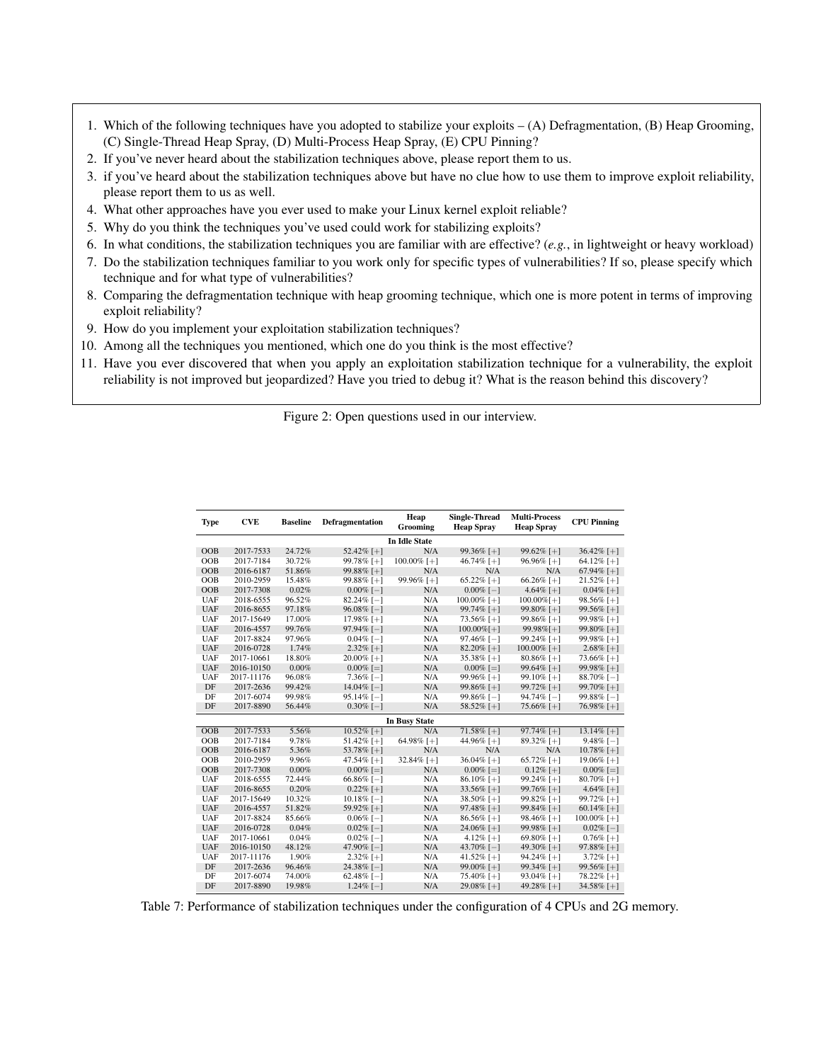1. Which of the following techniques have you adopted to stabilize your exploits – (A) Defragmentation, (B) Heap Grooming, (C) Single-Thread Heap Spray, (D) Multi-Process Heap Spray, (E) CPU Pinning?
2. If you've never heard about the stabilization techniques above, please report them to us.
3. if you've heard about the stabilization techniques above but have no clue how to use them to improve exploit reliability, please report them to us as well.
4. What other approaches have you ever used to make your Linux kernel exploit reliable?
5. Why do you think the techniques you've used could work for stabilizing exploits?
6. In what conditions, the stabilization techniques you are familiar with are effective? (*e.g.*, in lightweight or heavy workload)
7. Do the stabilization techniques familiar to you work only for specific types of vulnerabilities? If so, please specify which technique and for what type of vulnerabilities?
8. Comparing the defragmentation technique with heap grooming technique, which one is more potent in terms of improving exploit reliability?
9. How do you implement your exploitation stabilization techniques?
10. Among all the techniques you mentioned, which one do you think is the most effective?
11. Have you ever discovered that when you apply an exploitation stabilization technique for a vulnerability, the exploit reliability is not improved but jeopardized? Have you tried to debug it? What is the reason behind this discovery?

Figure 2: Open questions used in our interview.

| Type | CVE | Baseline | Defragmentation | Heap Grooming | Single-Thread Heap Spray | Multi-Process Heap Spray | CPU Pinning |
|---|---|---|---|---|---|---|---|
| | | | | **In Idle State** | | | |
| OOB | 2017-7533 | 24.72% | 52.42% [+] | N/A | 99.36% [+] | 99.62% [+] | 36.42% [+] |
| OOB | 2017-7184 | 30.72% | 99.78% [+] | 100.00% [+] | 46.74% [+] | 96.96% [+] | 64.12% [+] |
| OOB | 2016-6187 | 51.86% | 99.88% [+] | N/A | N/A | N/A | 67.94% [+] |
| OOB | 2010-2959 | 15.48% | 99.88% [+] | 99.96% [+] | 65.22% [+] | 66.26% [+] | 21.52% [+] |
| OOB | 2017-7308 | 0.02% | 0.00% [−] | N/A | 0.00% [−] | 4.64% [+] | 0.04% [+] |
| UAF | 2018-6555 | 96.52% | 82.24% [−] | N/A | 100.00% [+] | 100.00%[+] | 98.56% [+] |
| UAF | 2016-8655 | 97.18% | 96.08% [−] | N/A | 99.74% [+] | 99.80% [+] | 99.56% [+] |
| UAF | 2017-15649 | 17.00% | 17.98% [+] | N/A | 73.56% [+] | 99.86% [+] | 99.98% [+] |
| UAF | 2016-4557 | 99.76% | 97.94% [−] | N/A | 100.00%[+] | 99.98%[+] | 99.80% [+] |
| UAF | 2017-8824 | 97.96% | 0.04% [−] | N/A | 97.46% [−] | 99.24% [+] | 99.98% [+] |
| UAF | 2016-0728 | 1.74% | 2.32% [+] | N/A | 82.20% [+] | 100.00% [+] | 2.68% [+] |
| UAF | 2017-10661 | 18.80% | 20.00% [+] | N/A | 35.38% [+] | 80.86% [+] | 73.66% [+] |
| UAF | 2016-10150 | 0.00% | 0.00% [=] | N/A | 0.00% [=] | 99.64% [+] | 99.98% [+] |
| UAF | 2017-11176 | 96.08% | 7.36% [−] | N/A | 99.96% [+] | 99.10% [+] | 88.70% [−] |
| DF | 2017-2636 | 99.42% | 14.04% [−] | N/A | 99.86% [+] | 99.72% [+] | 99.70% [+] |
| DF | 2017-6074 | 99.98% | 95.14% [−] | N/A | 99.86% [−] | 94.74% [−] | 99.88% [−] |
| DF | 2017-8890 | 56.44% | 0.30% [−] | N/A | 58.52% [+] | 75.66% [+] | 76.98% [+] |
| | | | | **In Busy State** | | | |
| OOB | 2017-7533 | 5.56% | 10.52% [+] | N/A | 71.58% [+] | 97.74% [+] | 13.14% [+] |
| OOB | 2017-7184 | 9.78% | 51.42% [+] | 64.98% [+] | 44.96% [+] | 89.32% [+] | 9.48% [−] |
| OOB | 2016-6187 | 5.36% | 53.78% [+] | N/A | N/A | N/A | 10.78% [+] |
| OOB | 2010-2959 | 9.96% | 47.54% [+] | 32.84% [+] | 36.04% [+] | 65.72% [+] | 19.06% [+] |
| OOB | 2017-7308 | 0.00% | 0.00% [=] | N/A | 0.00% [=] | 0.12% [+] | 0.00% [=] |
| UAF | 2018-6555 | 72.44% | 66.86% [−] | N/A | 86.10% [+] | 99.24% [+] | 80.70% [+] |
| UAF | 2016-8655 | 0.20% | 0.22% [+] | N/A | 33.56% [+] | 99.76% [+] | 4.64% [+] |
| UAF | 2017-15649 | 10.32% | 10.18% [−] | N/A | 38.50% [+] | 99.82% [+] | 99.72% [+] |
| UAF | 2016-4557 | 51.82% | 59.92% [+] | N/A | 97.48% [+] | 99.84% [+] | 60.14% [+] |
| UAF | 2017-8824 | 85.66% | 0.06% [−] | N/A | 86.56% [+] | 98.46% [+] | 100.00% [+] |
| UAF | 2016-0728 | 0.04% | 0.02% [−] | N/A | 24.06% [+] | 99.98% [+] | 0.02% [−] |
| UAF | 2017-10661 | 0.04% | 0.02% [−] | N/A | 4.12% [+] | 69.80% [+] | 0.76% [+] |
| UAF | 2016-10150 | 48.12% | 47.90% [−] | N/A | 43.70% [−] | 49.30% [+] | 97.88% [+] |
| UAF | 2017-11176 | 1.90% | 2.32% [+] | N/A | 41.52% [+] | 94.24% [+] | 3.72% [+] |
| DF | 2017-2636 | 96.46% | 24.38% [−] | N/A | 99.00% [+] | 99.34% [+] | 99.56% [+] |
| DF | 2017-6074 | 74.00% | 62.48% [−] | N/A | 75.40% [+] | 93.04% [+] | 78.22% [+] |
| DF | 2017-8890 | 19.98% | 1.24% [−] | N/A | 29.08% [+] | 49.28% [+] | 34.58% [+] |

Table 7: Performance of stabilization techniques under the configuration of 4 CPUs and 2G memory.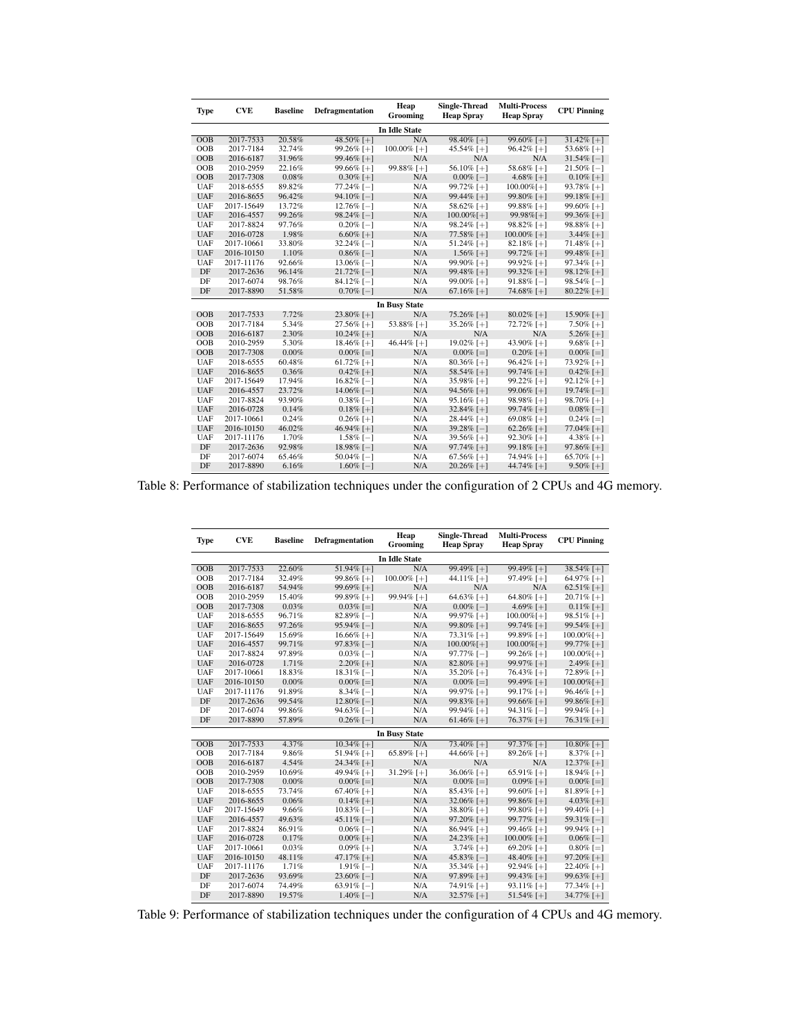| Type | CVE | Baseline | Defragmentation | Heap Grooming | Single-Thread Heap Spray | Multi-Process Heap Spray | CPU Pinning |
|---|---|---|---|---|---|---|---|
| **In Idle State** | | | | | | | |
| OOB | 2017-7533 | 20.58% | 48.50% [+] | N/A | 98.40% [+] | 99.60% [+] | 31.42% [+] |
| OOB | 2017-7184 | 32.74% | 99.26% [+] | 100.00% [+] | 45.54% [+] | 96.42% [+] | 53.68% [+] |
| OOB | 2016-6187 | 31.96% | 99.46% [+] | N/A | N/A | N/A | 31.54% [−] |
| OOB | 2010-2959 | 22.16% | 99.66% [+] | 99.88% [+] | 56.10% [+] | 58.68% [+] | 21.50% [−] |
| OOB | 2017-7308 | 0.08% | 0.30% [+] | N/A | 0.00% [−] | 4.68% [+] | 0.10% [+] |
| UAF | 2018-6555 | 89.82% | 77.24% [−] | N/A | 99.72% [+] | 100.00%[+] | 93.78% [+] |
| UAF | 2016-8655 | 96.42% | 94.10% [−] | N/A | 99.44% [+] | 99.80% [+] | 99.18% [+] |
| UAF | 2017-15649 | 13.72% | 12.76% [−] | N/A | 58.62% [+] | 99.88% [+] | 99.60% [+] |
| UAF | 2016-4557 | 99.26% | 98.24% [−] | N/A | 100.00%[+] | 99.98%[+] | 99.36% [+] |
| UAF | 2017-8824 | 97.76% | 0.20% [−] | N/A | 98.24% [+] | 98.82% [+] | 98.88% [+] |
| UAF | 2016-0728 | 1.98% | 6.60% [+] | N/A | 77.58% [+] | 100.00% [+] | 3.44% [+] |
| UAF | 2017-10661 | 33.80% | 32.24% [−] | N/A | 51.24% [+] | 82.18% [+] | 71.48% [+] |
| UAF | 2016-10150 | 1.10% | 0.86% [−] | N/A | 1.56% [+] | 99.72% [+] | 99.48% [+] |
| UAF | 2017-11176 | 92.66% | 13.06% [−] | N/A | 99.90% [+] | 99.92% [+] | 97.34% [+] |
| DF | 2017-2636 | 96.14% | 21.72% [−] | N/A | 99.48% [+] | 99.32% [+] | 98.12% [+] |
| DF | 2017-6074 | 98.76% | 84.12% [−] | N/A | 99.00% [+] | 91.88% [−] | 98.54% [−] |
| DF | 2017-8890 | 51.58% | 0.70% [−] | N/A | 67.16% [+] | 74.68% [+] | 80.22% [+] |
| **In Busy State** | | | | | | | |
| OOB | 2017-7533 | 7.72% | 23.80% [+] | N/A | 75.26% [+] | 80.02% [+] | 15.90% [+] |
| OOB | 2017-7184 | 5.34% | 27.56% [+] | 53.88% [+] | 35.26% [+] | 72.72% [+] | 7.50% [+] |
| OOB | 2016-6187 | 2.30% | 10.24% [+] | N/A | N/A | N/A | 5.26% [+] |
| OOB | 2010-2959 | 5.30% | 18.46% [+] | 46.44% [+] | 19.02% [+] | 43.90% [+] | 9.68% [+] |
| OOB | 2017-7308 | 0.00% | 0.00% [=] | N/A | 0.00% [=] | 0.20% [+] | 0.00% [=] |
| UAF | 2018-6555 | 60.48% | 61.72% [+] | N/A | 80.36% [+] | 96.42% [+] | 73.92% [+] |
| UAF | 2016-8655 | 0.36% | 0.42% [+] | N/A | 58.54% [+] | 99.74% [+] | 0.42% [+] |
| UAF | 2017-15649 | 17.94% | 16.82% [−] | N/A | 35.98% [+] | 99.22% [+] | 92.12% [+] |
| UAF | 2016-4557 | 23.72% | 14.06% [−] | N/A | 94.56% [+] | 99.06% [+] | 19.74% [−] |
| UAF | 2017-8824 | 93.90% | 0.38% [−] | N/A | 95.16% [+] | 98.98% [+] | 98.70% [+] |
| UAF | 2016-0728 | 0.14% | 0.18% [+] | N/A | 32.84% [+] | 99.74% [+] | 0.08% [−] |
| UAF | 2017-10661 | 0.24% | 0.26% [+] | N/A | 28.44% [+] | 69.08% [+] | 0.24% [=] |
| UAF | 2016-10150 | 46.02% | 46.94% [+] | N/A | 39.28% [−] | 62.26% [+] | 77.04% [+] |
| UAF | 2017-11176 | 1.70% | 1.58% [−] | N/A | 39.56% [+] | 92.30% [+] | 4.38% [+] |
| DF | 2017-2636 | 92.98% | 18.98% [−] | N/A | 97.74% [+] | 99.18% [+] | 97.86% [+] |
| DF | 2017-6074 | 65.46% | 50.04% [−] | N/A | 67.56% [+] | 74.94% [+] | 65.70% [+] |
| DF | 2017-8890 | 6.16% | 1.60% [−] | N/A | 20.26% [+] | 44.74% [+] | 9.50% [+] |

Table 8: Performance of stabilization techniques under the configuration of 2 CPUs and 4G memory.

| Type | CVE | Baseline | Defragmentation | Heap Grooming | Single-Thread Heap Spray | Multi-Process Heap Spray | CPU Pinning |
|---|---|---|---|---|---|---|---|
| **In Idle State** | | | | | | | |
| OOB | 2017-7533 | 22.60% | 51.94% [+] | N/A | 99.49% [+] | 99.49% [+] | 38.54% [+] |
| OOB | 2017-7184 | 32.49% | 99.86% [+] | 100.00% [+] | 44.11% [+] | 97.49% [+] | 64.97% [+] |
| OOB | 2016-6187 | 54.94% | 99.69% [+] | N/A | N/A | N/A | 62.51% [+] |
| OOB | 2010-2959 | 15.40% | 99.89% [+] | 99.94% [+] | 64.63% [+] | 64.80% [+] | 20.71% [+] |
| OOB | 2017-7308 | 0.03% | 0.03% [=] | N/A | 0.00% [−] | 4.69% [+] | 0.11% [+] |
| UAF | 2018-6555 | 96.71% | 82.89% [−] | N/A | 99.97% [+] | 100.00%[+] | 98.51% [+] |
| UAF | 2016-8655 | 97.26% | 95.94% [−] | N/A | 99.80% [+] | 99.74% [+] | 99.54% [+] |
| UAF | 2017-15649 | 15.69% | 16.66% [+] | N/A | 73.31% [+] | 99.89% [+] | 100.00%[+] |
| UAF | 2016-4557 | 99.71% | 97.83% [−] | N/A | 100.00%[+] | 100.00%[+] | 99.77% [+] |
| UAF | 2017-8824 | 97.89% | 0.03% [−] | N/A | 97.77% [−] | 99.26% [+] | 100.00%[+] |
| UAF | 2016-0728 | 1.71% | 2.20% [+] | N/A | 82.80% [+] | 99.97% [+] | 2.49% [+] |
| UAF | 2017-10661 | 18.83% | 18.31% [−] | N/A | 35.20% [+] | 76.43% [+] | 72.89% [+] |
| UAF | 2016-10150 | 0.00% | 0.00% [=] | N/A | 0.00% [=] | 99.49% [+] | 100.00%[+] |
| UAF | 2017-11176 | 91.89% | 8.34% [−] | N/A | 99.97% [+] | 99.17% [+] | 96.46% [+] |
| DF | 2017-2636 | 99.54% | 12.80% [−] | N/A | 99.83% [+] | 99.66% [+] | 99.86% [+] |
| DF | 2017-6074 | 99.86% | 94.63% [−] | N/A | 99.94% [+] | 94.31% [−] | 99.94% [+] |
| DF | 2017-8890 | 57.89% | 0.26% [−] | N/A | 61.46% [+] | 76.37% [+] | 76.31% [+] |
| **In Busy State** | | | | | | | |
| OOB | 2017-7533 | 4.37% | 10.34% [+] | N/A | 73.40% [+] | 97.37% [+] | 10.80% [+] |
| OOB | 2017-7184 | 9.86% | 51.94% [+] | 65.89% [+] | 44.66% [+] | 89.26% [+] | 8.37% [+] |
| OOB | 2016-6187 | 4.54% | 24.34% [+] | N/A | N/A | N/A | 12.37% [+] |
| OOB | 2010-2959 | 10.69% | 49.94% [+] | 31.29% [+] | 36.06% [+] | 65.91% [+] | 18.94% [+] |
| OOB | 2017-7308 | 0.00% | 0.00% [=] | N/A | 0.00% [=] | 0.09% [+] | 0.00% [=] |
| UAF | 2018-6555 | 73.74% | 67.40% [+] | N/A | 85.43% [+] | 99.60% [+] | 81.89% [+] |
| UAF | 2016-8655 | 0.06% | 0.14% [+] | N/A | 32.06% [+] | 99.86% [+] | 4.03% [+] |
| UAF | 2017-15649 | 9.66% | 10.83% [−] | N/A | 38.80% [+] | 99.80% [+] | 99.40% [+] |
| UAF | 2016-4557 | 49.63% | 45.11% [−] | N/A | 97.20% [+] | 99.77% [+] | 59.31% [−] |
| UAF | 2017-8824 | 86.91% | 0.06% [−] | N/A | 86.94% [+] | 99.46% [+] | 99.94% [+] |
| UAF | 2016-0728 | 0.17% | 0.00% [+] | N/A | 24.23% [+] | 100.00% [+] | 0.06% [−] |
| UAF | 2017-10661 | 0.03% | 0.09% [+] | N/A | 3.74% [+] | 69.20% [+] | 0.80% [=] |
| UAF | 2016-10150 | 48.11% | 47.17% [+] | N/A | 45.83% [−] | 48.40% [+] | 97.20% [+] |
| UAF | 2017-11176 | 1.71% | 1.91% [−] | N/A | 35.34% [+] | 92.94% [+] | 22.40% [+] |
| DF | 2017-2636 | 93.69% | 23.60% [−] | N/A | 97.89% [+] | 99.43% [+] | 99.63% [+] |
| DF | 2017-6074 | 74.49% | 63.91% [−] | N/A | 74.91% [+] | 93.11% [+] | 77.34% [+] |
| DF | 2017-8890 | 19.57% | 1.40% [−] | N/A | 32.57% [+] | 51.54% [+] | 34.77% [+] |

Table 9: Performance of stabilization techniques under the configuration of 4 CPUs and 4G memory.